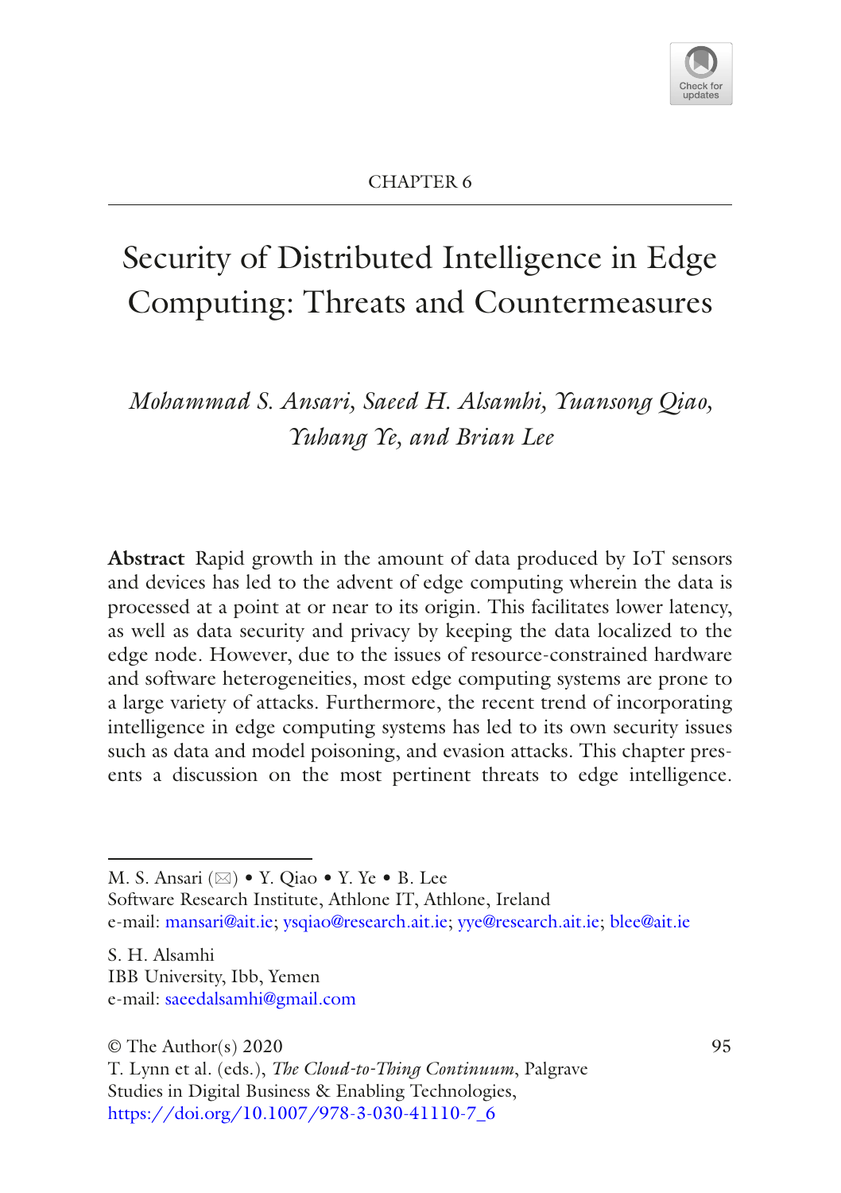CHAPTER 6

# Security of Distributed Intelligence in Edge Computing: Threats and Countermeasures

*Mohammad S. Ansari, Saeed H. Alsamhi, Yuansong Qiao, Yuhang Ye, and Brian Lee*

**Abstract** Rapid growth in the amount of data produced by IoT sensors and devices has led to the advent of edge computing wherein the data is processed at a point at or near to its origin. This facilitates lower latency, as well as data security and privacy by keeping the data localized to the edge node. However, due to the issues of resource-constrained hardware and software heterogeneities, most edge computing systems are prone to a large variety of attacks. Furthermore, the recent trend of incorporating intelligence in edge computing systems has led to its own security issues such as data and model poisoning, and evasion attacks. This chapter presents a discussion on the most pertinent threats to edge intelligence.

---

M. S. Ansari (✉) • Y. Qiao • Y. Ye • B. Lee
Software Research Institute, Athlone IT, Athlone, Ireland
e-mail: mansari@ait.ie; ysqiao@research.ait.ie; yye@research.ait.ie; blee@ait.ie

S. H. Alsamhi
IBB University, Ibb, Yemen
e-mail: saeedalsamhi@gmail.com

© The Author(s) 2020
T. Lynn et al. (eds.), *The Cloud-to-Thing Continuum*, Palgrave Studies in Digital Business & Enabling Technologies,
https://doi.org/10.1007/978-3-030-41110-7_6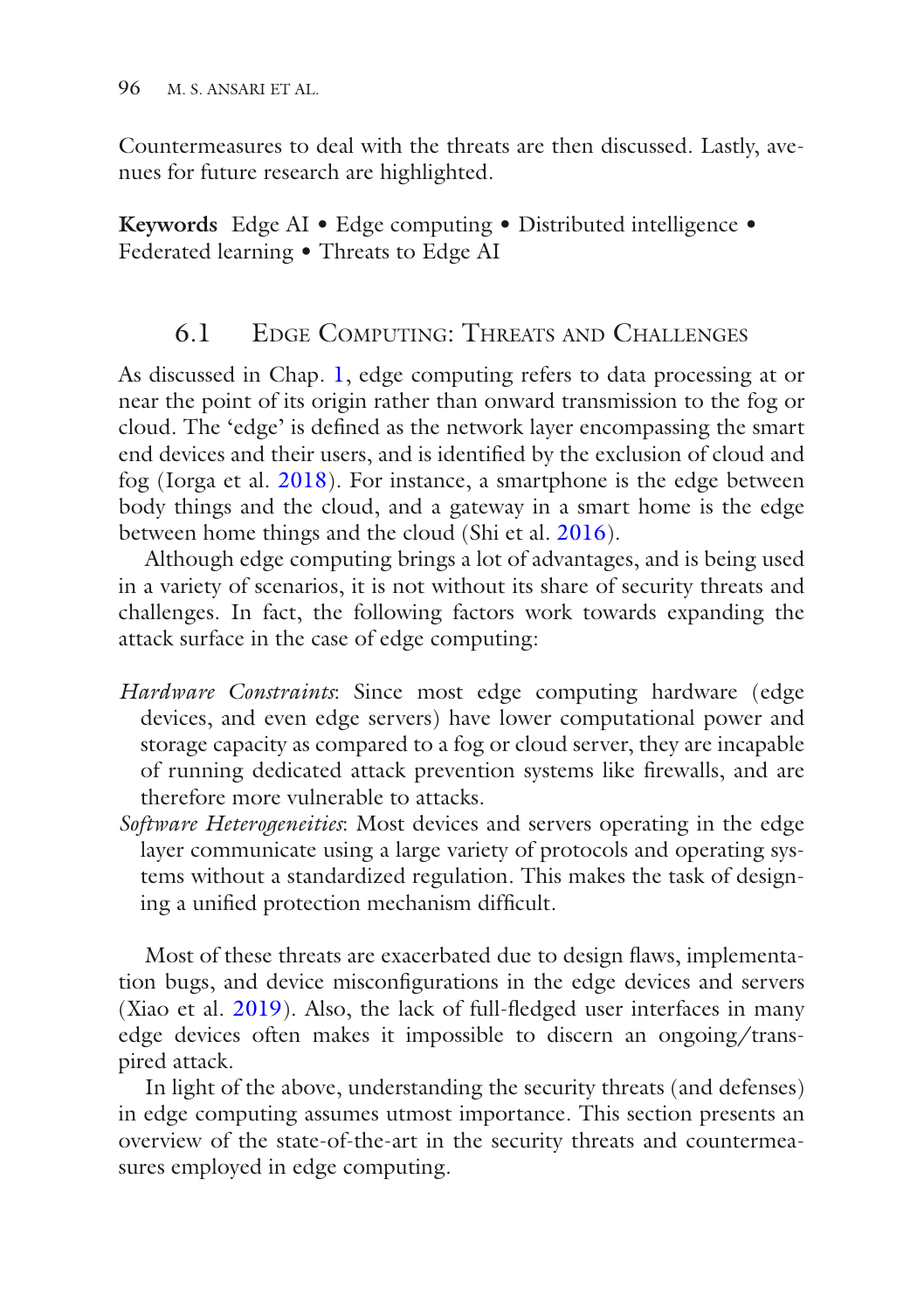Countermeasures to deal with the threats are then discussed. Lastly, avenues for future research are highlighted.

**Keywords** Edge AI • Edge computing • Distributed intelligence • Federated learning • Threats to Edge AI

## 6.1 Edge Computing: Threats and Challenges

As discussed in Chap. 1, edge computing refers to data processing at or near the point of its origin rather than onward transmission to the fog or cloud. The 'edge' is defined as the network layer encompassing the smart end devices and their users, and is identified by the exclusion of cloud and fog (Iorga et al. 2018). For instance, a smartphone is the edge between body things and the cloud, and a gateway in a smart home is the edge between home things and the cloud (Shi et al. 2016).

Although edge computing brings a lot of advantages, and is being used in a variety of scenarios, it is not without its share of security threats and challenges. In fact, the following factors work towards expanding the attack surface in the case of edge computing:

*Hardware Constraints*: Since most edge computing hardware (edge devices, and even edge servers) have lower computational power and storage capacity as compared to a fog or cloud server, they are incapable of running dedicated attack prevention systems like firewalls, and are therefore more vulnerable to attacks.

*Software Heterogeneities*: Most devices and servers operating in the edge layer communicate using a large variety of protocols and operating systems without a standardized regulation. This makes the task of designing a unified protection mechanism difficult.

Most of these threats are exacerbated due to design flaws, implementation bugs, and device misconfigurations in the edge devices and servers (Xiao et al. 2019). Also, the lack of full-fledged user interfaces in many edge devices often makes it impossible to discern an ongoing/transpired attack.

In light of the above, understanding the security threats (and defenses) in edge computing assumes utmost importance. This section presents an overview of the state-of-the-art in the security threats and countermeasures employed in edge computing.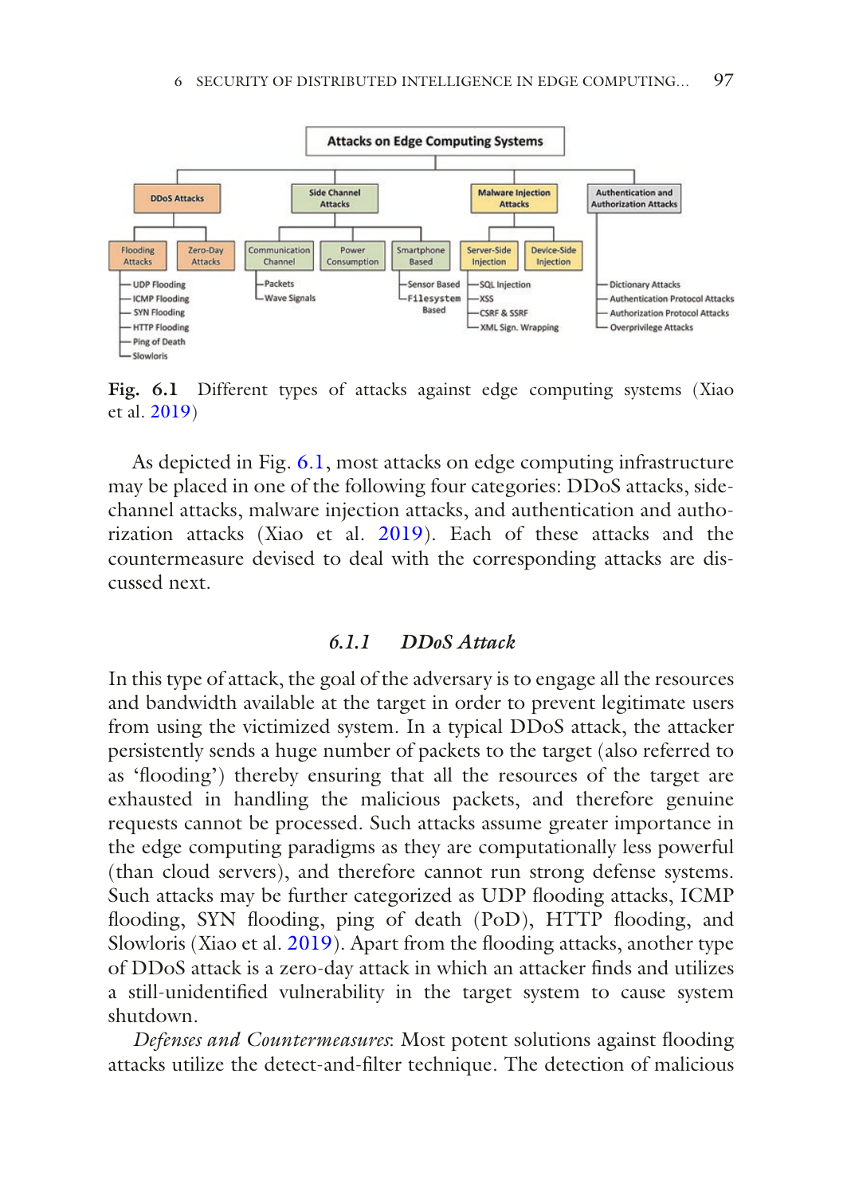Fig. 6.1 Different types of attacks against edge computing systems (Xiao et al. 2019)

As depicted in Fig. 6.1, most attacks on edge computing infrastructure may be placed in one of the following four categories: DDoS attacks, side-channel attacks, malware injection attacks, and authentication and authorization attacks (Xiao et al. 2019). Each of these attacks and the countermeasure devised to deal with the corresponding attacks are discussed next.

### 6.1.1 DDoS Attack

In this type of attack, the goal of the adversary is to engage all the resources and bandwidth available at the target in order to prevent legitimate users from using the victimized system. In a typical DDoS attack, the attacker persistently sends a huge number of packets to the target (also referred to as 'flooding') thereby ensuring that all the resources of the target are exhausted in handling the malicious packets, and therefore genuine requests cannot be processed. Such attacks assume greater importance in the edge computing paradigms as they are computationally less powerful (than cloud servers), and therefore cannot run strong defense systems. Such attacks may be further categorized as UDP flooding attacks, ICMP flooding, SYN flooding, ping of death (PoD), HTTP flooding, and Slowloris (Xiao et al. 2019). Apart from the flooding attacks, another type of DDoS attack is a zero-day attack in which an attacker finds and utilizes a still-unidentified vulnerability in the target system to cause system shutdown.

*Defenses and Countermeasures*: Most potent solutions against flooding attacks utilize the detect-and-filter technique. The detection of malicious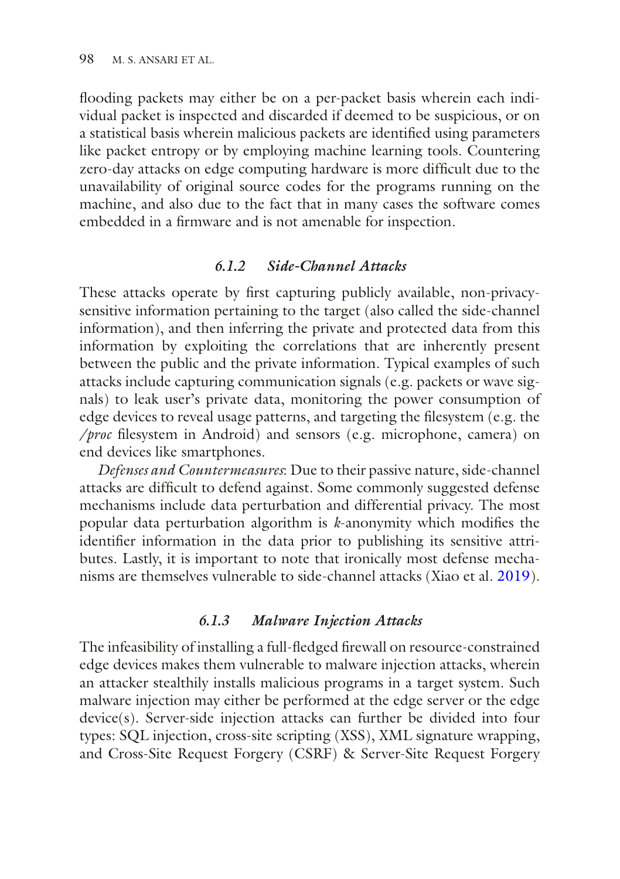flooding packets may either be on a per-packet basis wherein each individual packet is inspected and discarded if deemed to be suspicious, or on a statistical basis wherein malicious packets are identified using parameters like packet entropy or by employing machine learning tools. Countering zero-day attacks on edge computing hardware is more difficult due to the unavailability of original source codes for the programs running on the machine, and also due to the fact that in many cases the software comes embedded in a firmware and is not amenable for inspection.

### *6.1.2 Side-Channel Attacks*

These attacks operate by first capturing publicly available, non-privacy-sensitive information pertaining to the target (also called the side-channel information), and then inferring the private and protected data from this information by exploiting the correlations that are inherently present between the public and the private information. Typical examples of such attacks include capturing communication signals (e.g. packets or wave signals) to leak user's private data, monitoring the power consumption of edge devices to reveal usage patterns, and targeting the filesystem (e.g. the */proc* filesystem in Android) and sensors (e.g. microphone, camera) on end devices like smartphones.

*Defenses and Countermeasures*: Due to their passive nature, side-channel attacks are difficult to defend against. Some commonly suggested defense mechanisms include data perturbation and differential privacy. The most popular data perturbation algorithm is *k*-anonymity which modifies the identifier information in the data prior to publishing its sensitive attributes. Lastly, it is important to note that ironically most defense mechanisms are themselves vulnerable to side-channel attacks (Xiao et al. 2019).

### *6.1.3 Malware Injection Attacks*

The infeasibility of installing a full-fledged firewall on resource-constrained edge devices makes them vulnerable to malware injection attacks, wherein an attacker stealthily installs malicious programs in a target system. Such malware injection may either be performed at the edge server or the edge device(s). Server-side injection attacks can further be divided into four types: SQL injection, cross-site scripting (XSS), XML signature wrapping, and Cross-Site Request Forgery (CSRF) & Server-Site Request Forgery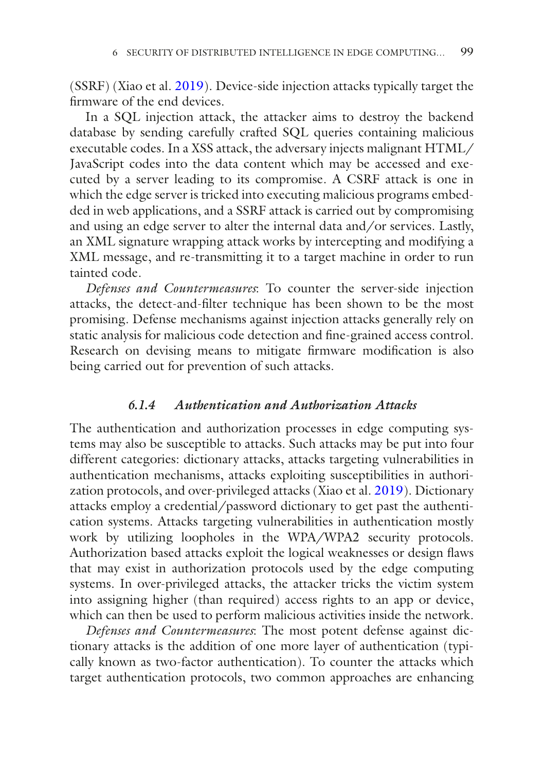(SSRF) (Xiao et al. 2019). Device-side injection attacks typically target the firmware of the end devices.

In a SQL injection attack, the attacker aims to destroy the backend database by sending carefully crafted SQL queries containing malicious executable codes. In a XSS attack, the adversary injects malignant HTML/JavaScript codes into the data content which may be accessed and executed by a server leading to its compromise. A CSRF attack is one in which the edge server is tricked into executing malicious programs embedded in web applications, and a SSRF attack is carried out by compromising and using an edge server to alter the internal data and/or services. Lastly, an XML signature wrapping attack works by intercepting and modifying a XML message, and re-transmitting it to a target machine in order to run tainted code.

*Defenses and Countermeasures*: To counter the server-side injection attacks, the detect-and-filter technique has been shown to be the most promising. Defense mechanisms against injection attacks generally rely on static analysis for malicious code detection and fine-grained access control. Research on devising means to mitigate firmware modification is also being carried out for prevention of such attacks.

### *6.1.4 Authentication and Authorization Attacks*

The authentication and authorization processes in edge computing systems may also be susceptible to attacks. Such attacks may be put into four different categories: dictionary attacks, attacks targeting vulnerabilities in authentication mechanisms, attacks exploiting susceptibilities in authorization protocols, and over-privileged attacks (Xiao et al. 2019). Dictionary attacks employ a credential/password dictionary to get past the authentication systems. Attacks targeting vulnerabilities in authentication mostly work by utilizing loopholes in the WPA/WPA2 security protocols. Authorization based attacks exploit the logical weaknesses or design flaws that may exist in authorization protocols used by the edge computing systems. In over-privileged attacks, the attacker tricks the victim system into assigning higher (than required) access rights to an app or device, which can then be used to perform malicious activities inside the network.

*Defenses and Countermeasures*: The most potent defense against dictionary attacks is the addition of one more layer of authentication (typically known as two-factor authentication). To counter the attacks which target authentication protocols, two common approaches are enhancing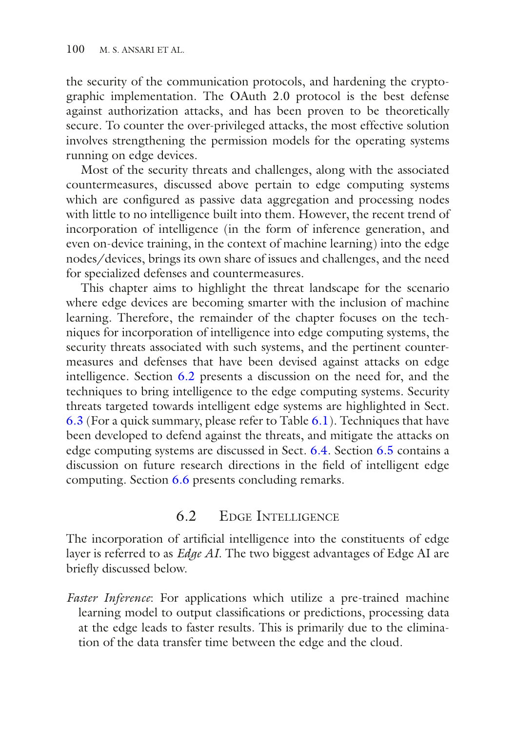the security of the communication protocols, and hardening the cryptographic implementation. The OAuth 2.0 protocol is the best defense against authorization attacks, and has been proven to be theoretically secure. To counter the over-privileged attacks, the most effective solution involves strengthening the permission models for the operating systems running on edge devices.

Most of the security threats and challenges, along with the associated countermeasures, discussed above pertain to edge computing systems which are configured as passive data aggregation and processing nodes with little to no intelligence built into them. However, the recent trend of incorporation of intelligence (in the form of inference generation, and even on-device training, in the context of machine learning) into the edge nodes/devices, brings its own share of issues and challenges, and the need for specialized defenses and countermeasures.

This chapter aims to highlight the threat landscape for the scenario where edge devices are becoming smarter with the inclusion of machine learning. Therefore, the remainder of the chapter focuses on the techniques for incorporation of intelligence into edge computing systems, the security threats associated with such systems, and the pertinent countermeasures and defenses that have been devised against attacks on edge intelligence. Section 6.2 presents a discussion on the need for, and the techniques to bring intelligence to the edge computing systems. Security threats targeted towards intelligent edge systems are highlighted in Sect. 6.3 (For a quick summary, please refer to Table 6.1). Techniques that have been developed to defend against the threats, and mitigate the attacks on edge computing systems are discussed in Sect. 6.4. Section 6.5 contains a discussion on future research directions in the field of intelligent edge computing. Section 6.6 presents concluding remarks.

## 6.2 Edge Intelligence

The incorporation of artificial intelligence into the constituents of edge layer is referred to as *Edge AI*. The two biggest advantages of Edge AI are briefly discussed below.

*Faster Inference*: For applications which utilize a pre-trained machine learning model to output classifications or predictions, processing data at the edge leads to faster results. This is primarily due to the elimination of the data transfer time between the edge and the cloud.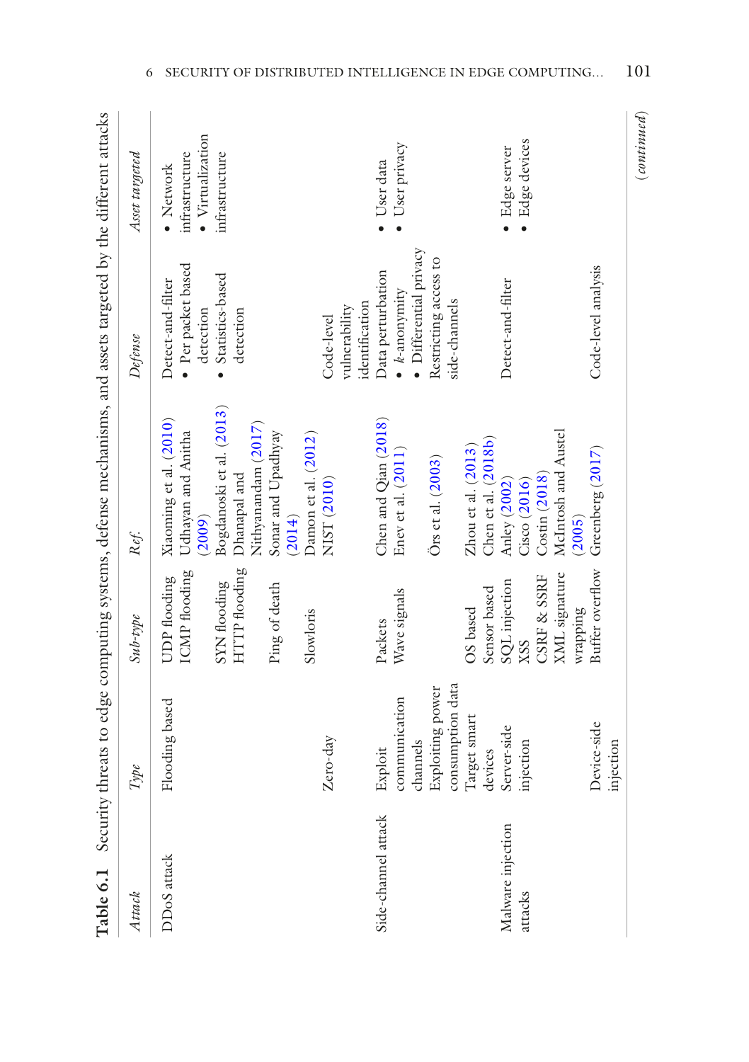**Table 6.1** Security threats to edge computing systems, defense mechanisms, and assets targeted by the different attacks

| *Attack* | *Type* | *Sub-type* | *Ref.* | *Defense* | *Asset targeted* |
|---|---|---|---|---|---|
| DDoS attack | Flooding based | UDP flooding | Xiaoming et al. (2010) | Detect-and-filter | • Network infrastructure |
| | | ICMP flooding | Udhayan and Anitha (2009) | • Per packet based detection | • Virtualization infrastructure |
| | | SYN flooding | Bogdanoski et al. (2013) | • Statistics-based detection | |
| | | HTTP flooding | Dhanapal and Nithyanandam (2017) | | |
| | | Ping of death | Sonar and Upadhyay (2014) | | |
| | | Slowloris | Damon et al. (2012) | | |
| | Zero-day | | NIST (2010) | Code-level vulnerability identification | |
| Side-channel attack | Exploit communication channels | Packets | Chen and Qian (2018) | Data perturbation | • User data |
| | | Wave signals | Enev et al. (2011) | • *k*-anonymity | • User privacy |
| | | | | • Differential privacy | |
| | Exploiting power consumption data | | Örs et al. (2003) | Restricting access to side-channels | |
| | Target smart devices | OS based | Zhou et al. (2013) | | |
| | | Sensor based | Chen et al. (2018b) | | |
| Malware injection attacks | Server-side injection | SQL injection | Anley (2002) | Detect-and-filter | • Edge server |
| | | XSS | Cisco (2016) | | • Edge devices |
| | | CSRF & SSRF | Costin (2018) | | |
| | | XML signature wrapping | McIntosh and Austel (2005) | | |
| | Device-side injection | Buffer overflow | Greenberg (2017) | Code-level analysis | |

(*continued*)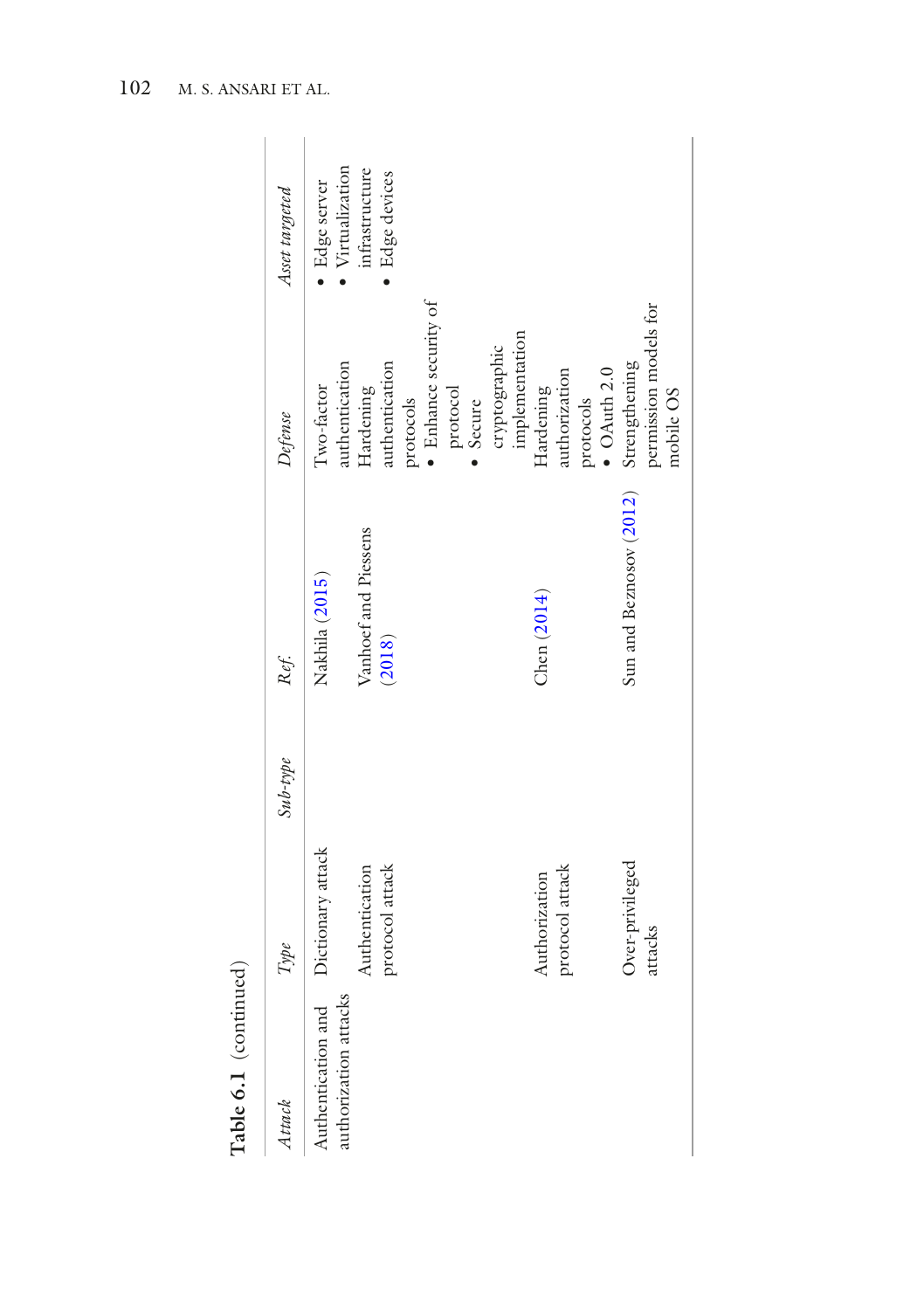**Table 6.1** (continued)

| *Attack* | *Type* | *Sub-type* | *Ref.* | *Defense* | *Asset targeted* |
|---|---|---|---|---|---|
| Authentication and authorization attacks | Dictionary attack | | Nakhila (2015) | Two-factor authentication | • Edge server<br>• Virtualization infrastructure<br>• Edge devices |
| | Authentication protocol attack | | Vanhoef and Piessens (2018) | Hardening authentication protocols<br>• Enhance security of protocol<br>• Secure cryptographic implementation | |
| | Authorization protocol attack | | Chen (2014) | Hardening authorization protocols<br>• OAuth 2.0 | |
| | Over-privileged attacks | | Sun and Beznosov (2012) | Strengthening permission models for mobile OS | |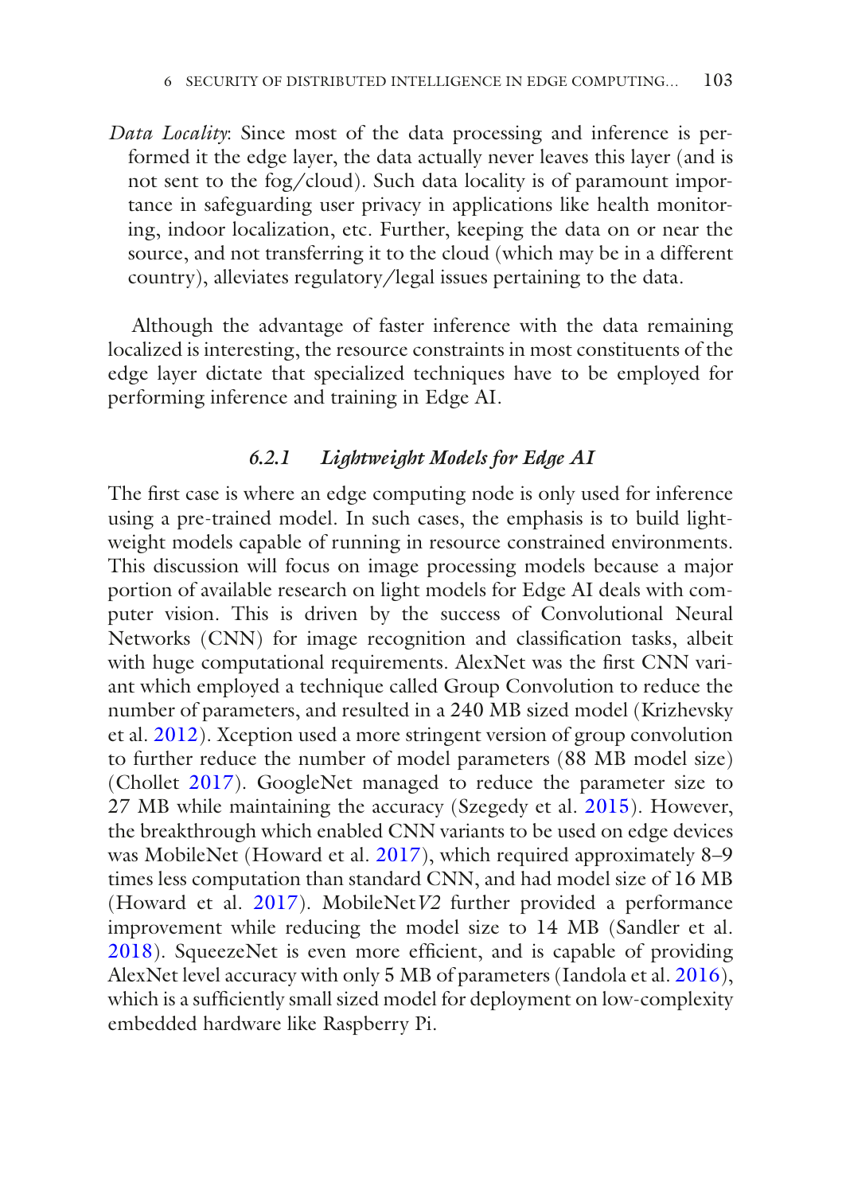*Data Locality*: Since most of the data processing and inference is performed it the edge layer, the data actually never leaves this layer (and is not sent to the fog/cloud). Such data locality is of paramount importance in safeguarding user privacy in applications like health monitoring, indoor localization, etc. Further, keeping the data on or near the source, and not transferring it to the cloud (which may be in a different country), alleviates regulatory/legal issues pertaining to the data.

Although the advantage of faster inference with the data remaining localized is interesting, the resource constraints in most constituents of the edge layer dictate that specialized techniques have to be employed for performing inference and training in Edge AI.

### *6.2.1 Lightweight Models for Edge AI*

The first case is where an edge computing node is only used for inference using a pre-trained model. In such cases, the emphasis is to build lightweight models capable of running in resource constrained environments. This discussion will focus on image processing models because a major portion of available research on light models for Edge AI deals with computer vision. This is driven by the success of Convolutional Neural Networks (CNN) for image recognition and classification tasks, albeit with huge computational requirements. AlexNet was the first CNN variant which employed a technique called Group Convolution to reduce the number of parameters, and resulted in a 240 MB sized model (Krizhevsky et al. 2012). Xception used a more stringent version of group convolution to further reduce the number of model parameters (88 MB model size) (Chollet 2017). GoogleNet managed to reduce the parameter size to 27 MB while maintaining the accuracy (Szegedy et al. 2015). However, the breakthrough which enabled CNN variants to be used on edge devices was MobileNet (Howard et al. 2017), which required approximately 8–9 times less computation than standard CNN, and had model size of 16 MB (Howard et al. 2017). MobileNet*V2* further provided a performance improvement while reducing the model size to 14 MB (Sandler et al. 2018). SqueezeNet is even more efficient, and is capable of providing AlexNet level accuracy with only 5 MB of parameters (Iandola et al. 2016), which is a sufficiently small sized model for deployment on low-complexity embedded hardware like Raspberry Pi.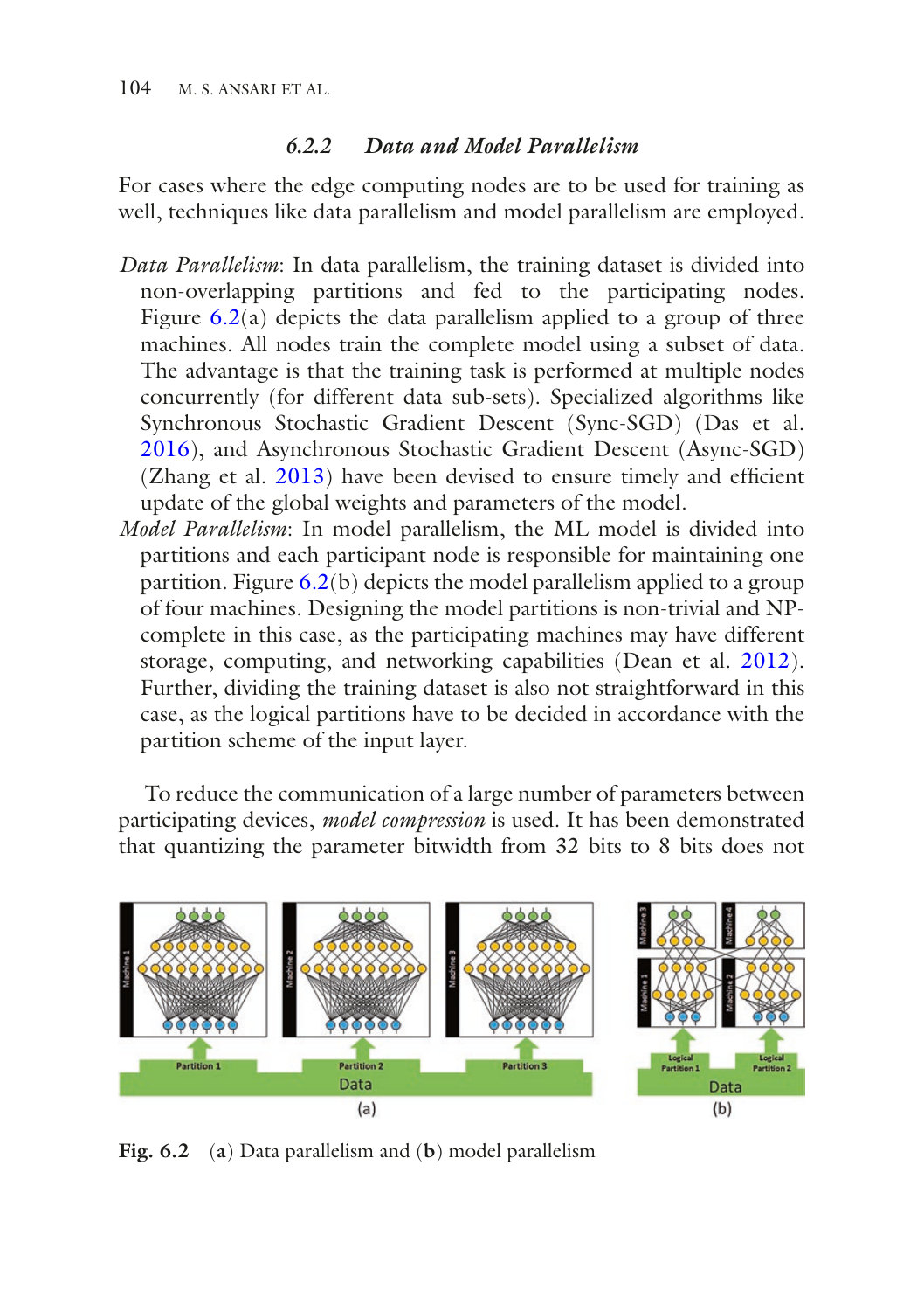### 6.2.2 Data and Model Parallelism

For cases where the edge computing nodes are to be used for training as well, techniques like data parallelism and model parallelism are employed.

*Data Parallelism*: In data parallelism, the training dataset is divided into non-overlapping partitions and fed to the participating nodes. Figure 6.2(a) depicts the data parallelism applied to a group of three machines. All nodes train the complete model using a subset of data. The advantage is that the training task is performed at multiple nodes concurrently (for different data sub-sets). Specialized algorithms like Synchronous Stochastic Gradient Descent (Sync-SGD) (Das et al. 2016), and Asynchronous Stochastic Gradient Descent (Async-SGD) (Zhang et al. 2013) have been devised to ensure timely and efficient update of the global weights and parameters of the model.

*Model Parallelism*: In model parallelism, the ML model is divided into partitions and each participant node is responsible for maintaining one partition. Figure 6.2(b) depicts the model parallelism applied to a group of four machines. Designing the model partitions is non-trivial and NP-complete in this case, as the participating machines may have different storage, computing, and networking capabilities (Dean et al. 2012). Further, dividing the training dataset is also not straightforward in this case, as the logical partitions have to be decided in accordance with the partition scheme of the input layer.

To reduce the communication of a large number of parameters between participating devices, *model compression* is used. It has been demonstrated that quantizing the parameter bitwidth from 32 bits to 8 bits does not

**Fig. 6.2** (**a**) Data parallelism and (**b**) model parallelism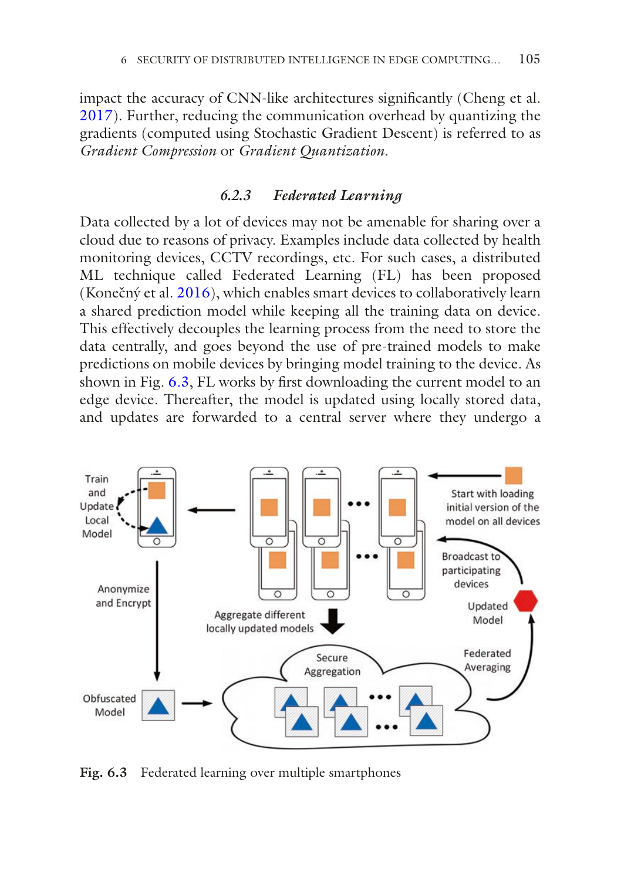impact the accuracy of CNN-like architectures significantly (Cheng et al. 2017). Further, reducing the communication overhead by quantizing the gradients (computed using Stochastic Gradient Descent) is referred to as *Gradient Compression* or *Gradient Quantization*.

### 6.2.3 *Federated Learning*

Data collected by a lot of devices may not be amenable for sharing over a cloud due to reasons of privacy. Examples include data collected by health monitoring devices, CCTV recordings, etc. For such cases, a distributed ML technique called Federated Learning (FL) has been proposed (Konečný et al. 2016), which enables smart devices to collaboratively learn a shared prediction model while keeping all the training data on device. This effectively decouples the learning process from the need to store the data centrally, and goes beyond the use of pre-trained models to make predictions on mobile devices by bringing model training to the device. As shown in Fig. 6.3, FL works by first downloading the current model to an edge device. Thereafter, the model is updated using locally stored data, and updates are forwarded to a central server where they undergo a

**Fig. 6.3** Federated learning over multiple smartphones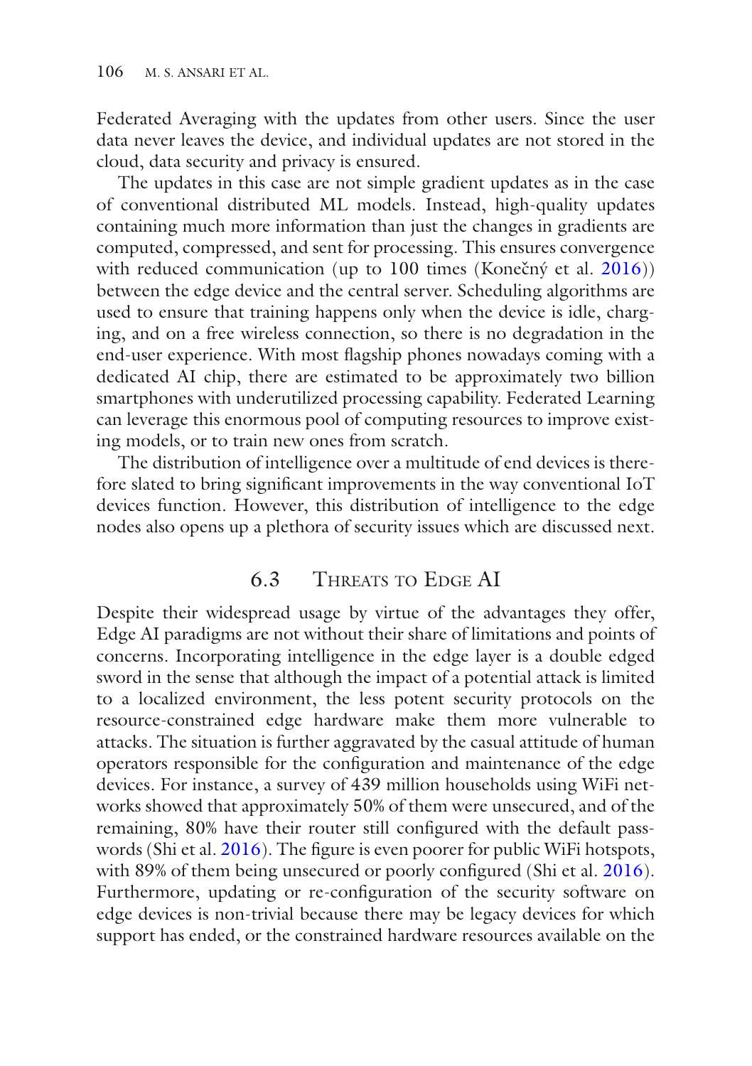Federated Averaging with the updates from other users. Since the user data never leaves the device, and individual updates are not stored in the cloud, data security and privacy is ensured.

The updates in this case are not simple gradient updates as in the case of conventional distributed ML models. Instead, high-quality updates containing much more information than just the changes in gradients are computed, compressed, and sent for processing. This ensures convergence with reduced communication (up to 100 times (Konečný et al. 2016)) between the edge device and the central server. Scheduling algorithms are used to ensure that training happens only when the device is idle, charging, and on a free wireless connection, so there is no degradation in the end-user experience. With most flagship phones nowadays coming with a dedicated AI chip, there are estimated to be approximately two billion smartphones with underutilized processing capability. Federated Learning can leverage this enormous pool of computing resources to improve existing models, or to train new ones from scratch.

The distribution of intelligence over a multitude of end devices is therefore slated to bring significant improvements in the way conventional IoT devices function. However, this distribution of intelligence to the edge nodes also opens up a plethora of security issues which are discussed next.

## 6.3 Threats to Edge AI

Despite their widespread usage by virtue of the advantages they offer, Edge AI paradigms are not without their share of limitations and points of concerns. Incorporating intelligence in the edge layer is a double edged sword in the sense that although the impact of a potential attack is limited to a localized environment, the less potent security protocols on the resource-constrained edge hardware make them more vulnerable to attacks. The situation is further aggravated by the casual attitude of human operators responsible for the configuration and maintenance of the edge devices. For instance, a survey of 439 million households using WiFi networks showed that approximately 50% of them were unsecured, and of the remaining, 80% have their router still configured with the default passwords (Shi et al. 2016). The figure is even poorer for public WiFi hotspots, with 89% of them being unsecured or poorly configured (Shi et al. 2016). Furthermore, updating or re-configuration of the security software on edge devices is non-trivial because there may be legacy devices for which support has ended, or the constrained hardware resources available on the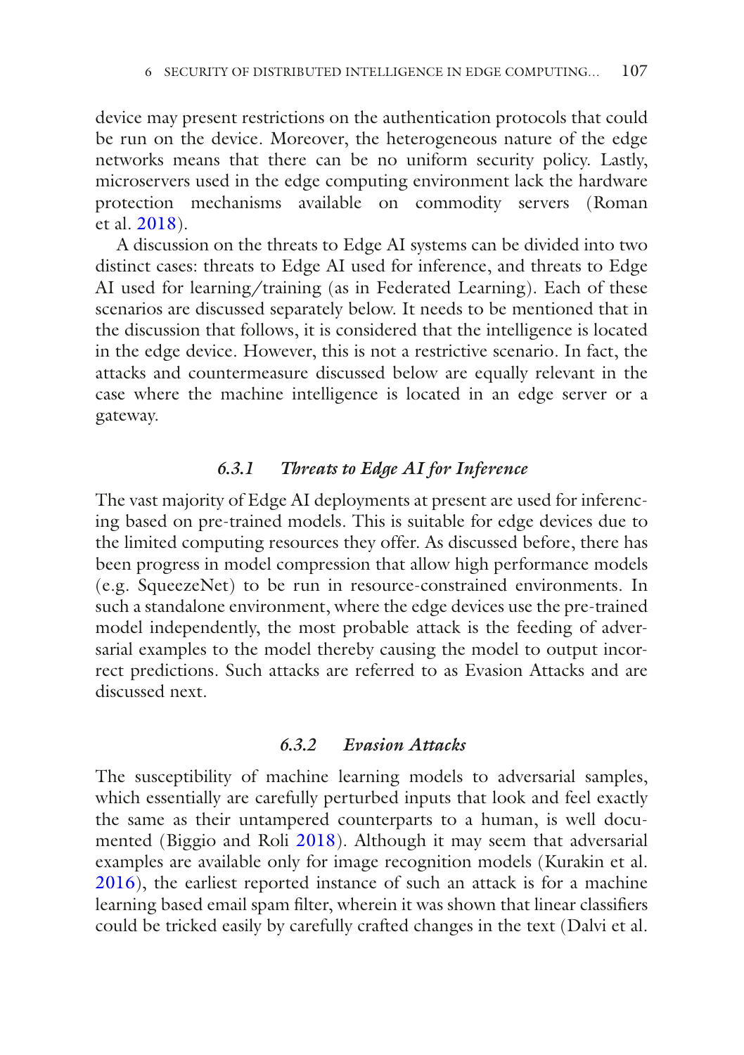device may present restrictions on the authentication protocols that could be run on the device. Moreover, the heterogeneous nature of the edge networks means that there can be no uniform security policy. Lastly, microservers used in the edge computing environment lack the hardware protection mechanisms available on commodity servers (Roman et al. 2018).

A discussion on the threats to Edge AI systems can be divided into two distinct cases: threats to Edge AI used for inference, and threats to Edge AI used for learning/training (as in Federated Learning). Each of these scenarios are discussed separately below. It needs to be mentioned that in the discussion that follows, it is considered that the intelligence is located in the edge device. However, this is not a restrictive scenario. In fact, the attacks and countermeasure discussed below are equally relevant in the case where the machine intelligence is located in an edge server or a gateway.

### 6.3.1 *Threats to Edge AI for Inference*

The vast majority of Edge AI deployments at present are used for inferencing based on pre-trained models. This is suitable for edge devices due to the limited computing resources they offer. As discussed before, there has been progress in model compression that allow high performance models (e.g. SqueezeNet) to be run in resource-constrained environments. In such a standalone environment, where the edge devices use the pre-trained model independently, the most probable attack is the feeding of adversarial examples to the model thereby causing the model to output incorrect predictions. Such attacks are referred to as Evasion Attacks and are discussed next.

### 6.3.2 *Evasion Attacks*

The susceptibility of machine learning models to adversarial samples, which essentially are carefully perturbed inputs that look and feel exactly the same as their untampered counterparts to a human, is well documented (Biggio and Roli 2018). Although it may seem that adversarial examples are available only for image recognition models (Kurakin et al. 2016), the earliest reported instance of such an attack is for a machine learning based email spam filter, wherein it was shown that linear classifiers could be tricked easily by carefully crafted changes in the text (Dalvi et al.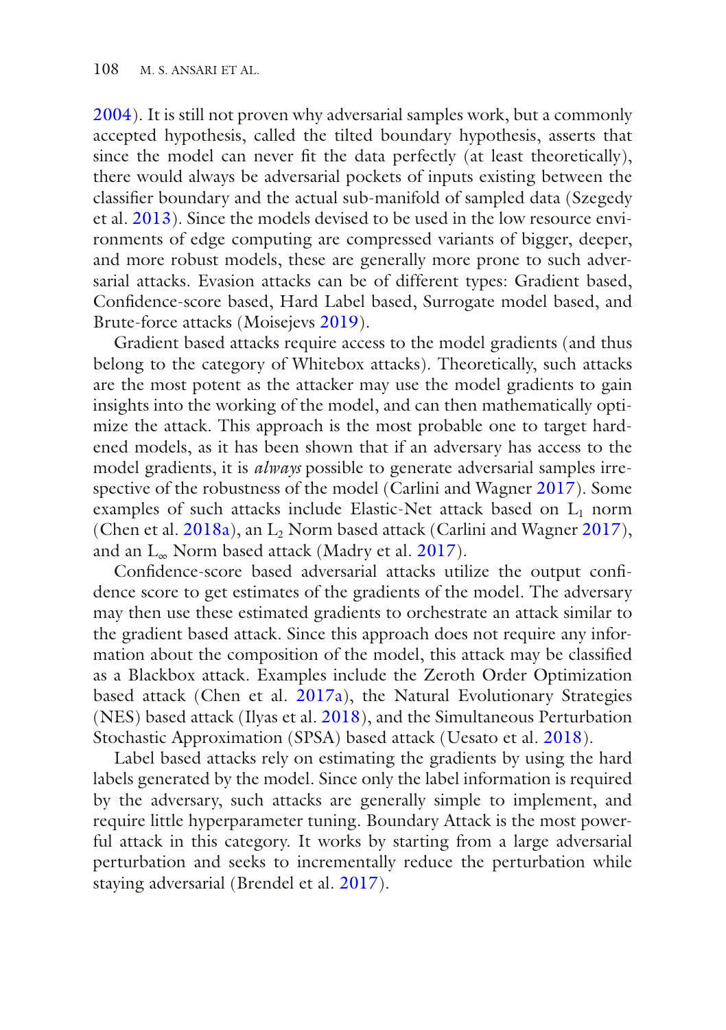2004). It is still not proven why adversarial samples work, but a commonly accepted hypothesis, called the tilted boundary hypothesis, asserts that since the model can never fit the data perfectly (at least theoretically), there would always be adversarial pockets of inputs existing between the classifier boundary and the actual sub-manifold of sampled data (Szegedy et al. 2013). Since the models devised to be used in the low resource environments of edge computing are compressed variants of bigger, deeper, and more robust models, these are generally more prone to such adversarial attacks. Evasion attacks can be of different types: Gradient based, Confidence-score based, Hard Label based, Surrogate model based, and Brute-force attacks (Moisejevs 2019).

Gradient based attacks require access to the model gradients (and thus belong to the category of Whitebox attacks). Theoretically, such attacks are the most potent as the attacker may use the model gradients to gain insights into the working of the model, and can then mathematically optimize the attack. This approach is the most probable one to target hardened models, as it has been shown that if an adversary has access to the model gradients, it is *always* possible to generate adversarial samples irrespective of the robustness of the model (Carlini and Wagner 2017). Some examples of such attacks include Elastic-Net attack based on $L_1$ norm (Chen et al. 2018a), an $L_2$ Norm based attack (Carlini and Wagner 2017), and an $L_\infty$ Norm based attack (Madry et al. 2017).

Confidence-score based adversarial attacks utilize the output confidence score to get estimates of the gradients of the model. The adversary may then use these estimated gradients to orchestrate an attack similar to the gradient based attack. Since this approach does not require any information about the composition of the model, this attack may be classified as a Blackbox attack. Examples include the Zeroth Order Optimization based attack (Chen et al. 2017a), the Natural Evolutionary Strategies (NES) based attack (Ilyas et al. 2018), and the Simultaneous Perturbation Stochastic Approximation (SPSA) based attack (Uesato et al. 2018).

Label based attacks rely on estimating the gradients by using the hard labels generated by the model. Since only the label information is required by the adversary, such attacks are generally simple to implement, and require little hyperparameter tuning. Boundary Attack is the most powerful attack in this category. It works by starting from a large adversarial perturbation and seeks to incrementally reduce the perturbation while staying adversarial (Brendel et al. 2017).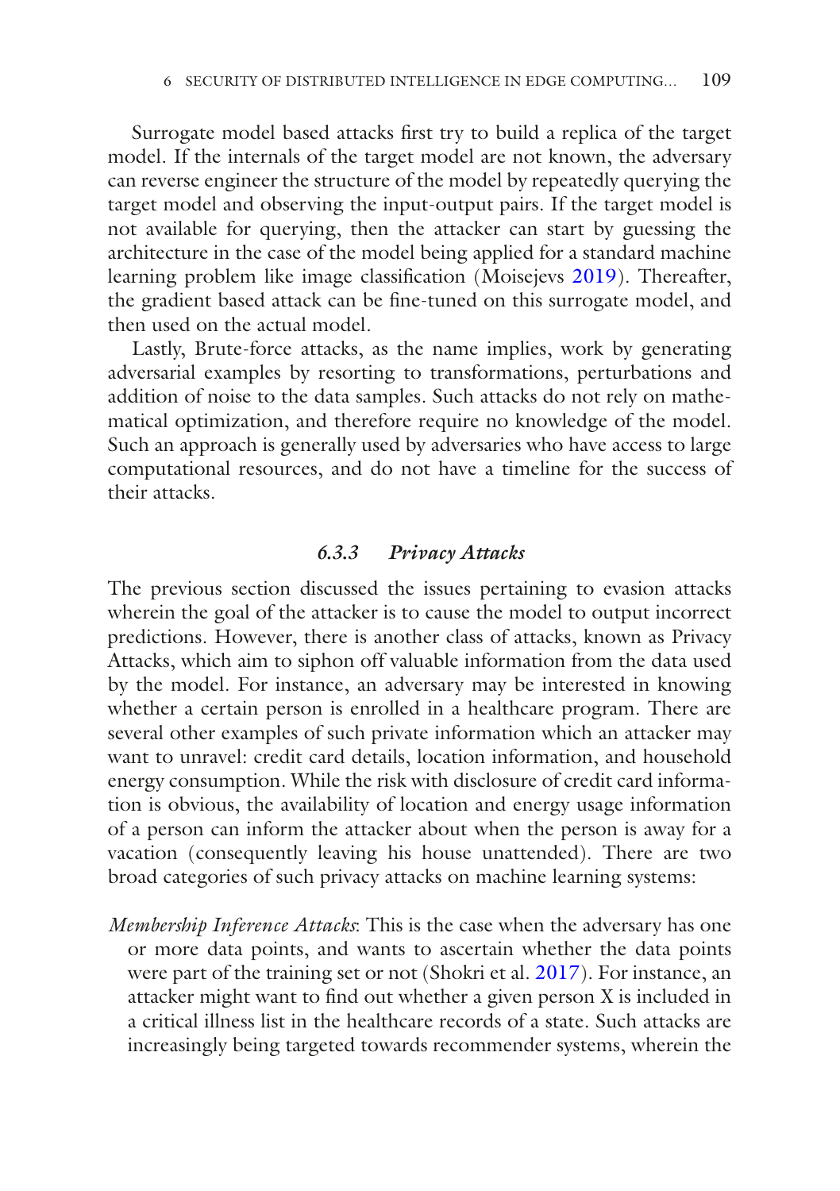Surrogate model based attacks first try to build a replica of the target model. If the internals of the target model are not known, the adversary can reverse engineer the structure of the model by repeatedly querying the target model and observing the input-output pairs. If the target model is not available for querying, then the attacker can start by guessing the architecture in the case of the model being applied for a standard machine learning problem like image classification (Moisejevs 2019). Thereafter, the gradient based attack can be fine-tuned on this surrogate model, and then used on the actual model.

Lastly, Brute-force attacks, as the name implies, work by generating adversarial examples by resorting to transformations, perturbations and addition of noise to the data samples. Such attacks do not rely on mathematical optimization, and therefore require no knowledge of the model. Such an approach is generally used by adversaries who have access to large computational resources, and do not have a timeline for the success of their attacks.

### 6.3.3 Privacy Attacks

The previous section discussed the issues pertaining to evasion attacks wherein the goal of the attacker is to cause the model to output incorrect predictions. However, there is another class of attacks, known as Privacy Attacks, which aim to siphon off valuable information from the data used by the model. For instance, an adversary may be interested in knowing whether a certain person is enrolled in a healthcare program. There are several other examples of such private information which an attacker may want to unravel: credit card details, location information, and household energy consumption. While the risk with disclosure of credit card information is obvious, the availability of location and energy usage information of a person can inform the attacker about when the person is away for a vacation (consequently leaving his house unattended). There are two broad categories of such privacy attacks on machine learning systems:

*Membership Inference Attacks*: This is the case when the adversary has one or more data points, and wants to ascertain whether the data points were part of the training set or not (Shokri et al. 2017). For instance, an attacker might want to find out whether a given person X is included in a critical illness list in the healthcare records of a state. Such attacks are increasingly being targeted towards recommender systems, wherein the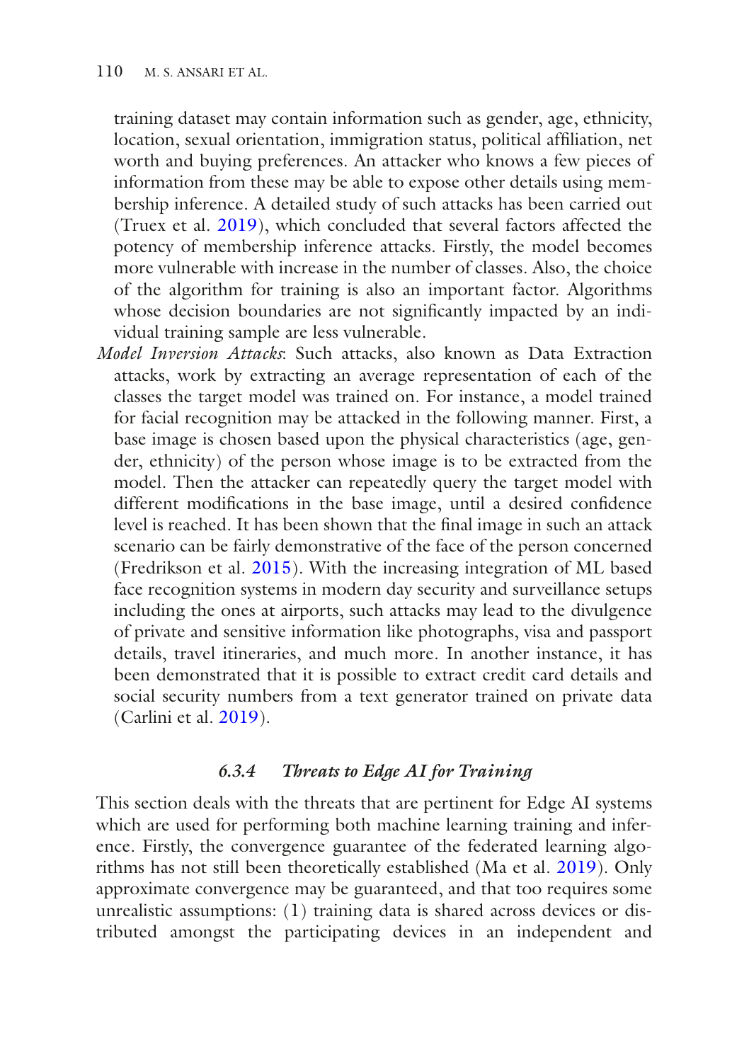training dataset may contain information such as gender, age, ethnicity, location, sexual orientation, immigration status, political affiliation, net worth and buying preferences. An attacker who knows a few pieces of information from these may be able to expose other details using membership inference. A detailed study of such attacks has been carried out (Truex et al. 2019), which concluded that several factors affected the potency of membership inference attacks. Firstly, the model becomes more vulnerable with increase in the number of classes. Also, the choice of the algorithm for training is also an important factor. Algorithms whose decision boundaries are not significantly impacted by an individual training sample are less vulnerable.

*Model Inversion Attacks*: Such attacks, also known as Data Extraction attacks, work by extracting an average representation of each of the classes the target model was trained on. For instance, a model trained for facial recognition may be attacked in the following manner. First, a base image is chosen upon the physical characteristics (age, gender, ethnicity) of the person whose image is to be extracted from the model. Then the attacker can repeatedly query the target model with different modifications in the base image, until a desired confidence level is reached. It has been shown that the final image in such an attack scenario can be fairly demonstrative of the face of the person concerned (Fredrikson et al. 2015). With the increasing integration of ML based face recognition systems in modern day security and surveillance setups including the ones at airports, such attacks may lead to the divulgence of private and sensitive information like photographs, visa and passport details, travel itineraries, and much more. In another instance, it has been demonstrated that it is possible to extract credit card details and social security numbers from a text generator trained on private data (Carlini et al. 2019).

### *6.3.4 Threats to Edge AI for Training*

This section deals with the threats that are pertinent for Edge AI systems which are used for performing both machine learning training and inference. Firstly, the convergence guarantee of the federated learning algorithms has not still been theoretically established (Ma et al. 2019). Only approximate convergence may be guaranteed, and that too requires some unrealistic assumptions: (1) training data is shared across devices or distributed amongst the participating devices in an independent and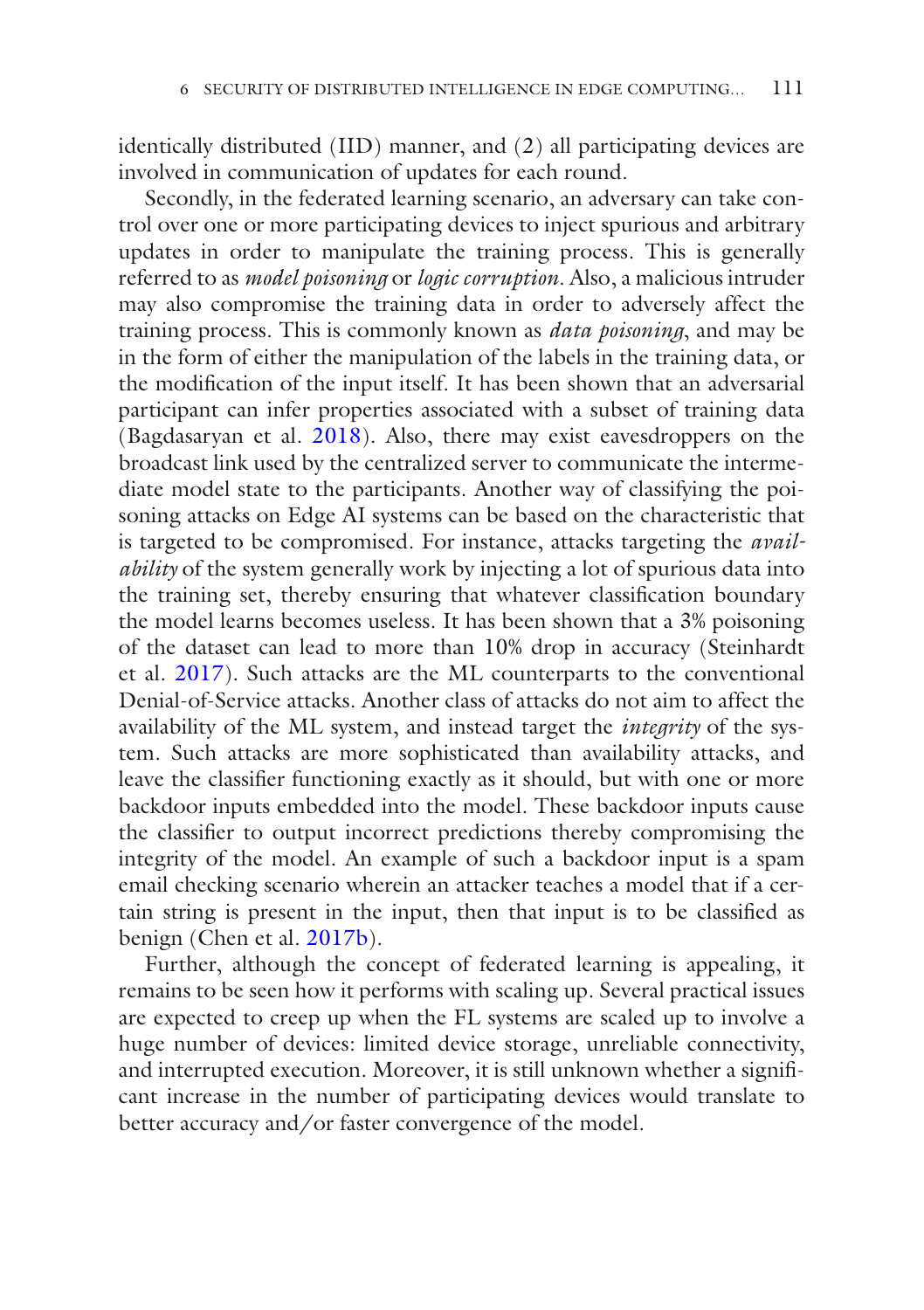identically distributed (IID) manner, and (2) all participating devices are involved in communication of updates for each round.

Secondly, in the federated learning scenario, an adversary can take control over one or more participating devices to inject spurious and arbitrary updates in order to manipulate the training process. This is generally referred to as *model poisoning* or *logic corruption*. Also, a malicious intruder may also compromise the training data in order to adversely affect the training process. This is commonly known as *data poisoning*, and may be in the form of either the manipulation of the labels in the training data, or the modification of the input itself. It has been shown that an adversarial participant can infer properties associated with a subset of training data (Bagdasaryan et al. 2018). Also, there may exist eavesdroppers on the broadcast link used by the centralized server to communicate the intermediate model state to the participants. Another way of classifying the poisoning attacks on Edge AI systems can be based on the characteristic that is targeted to be compromised. For instance, attacks targeting the *availability* of the system generally work by injecting a lot of spurious data into the training set, thereby ensuring that whatever classification boundary the model learns becomes useless. It has been shown that a 3% poisoning of the dataset can lead to more than 10% drop in accuracy (Steinhardt et al. 2017). Such attacks are the ML counterparts to the conventional Denial-of-Service attacks. Another class of attacks do not aim to affect the availability of the ML system, and instead target the *integrity* of the system. Such attacks are more sophisticated than availability attacks, and leave the classifier functioning exactly as it should, but with one or more backdoor inputs embedded into the model. These backdoor inputs cause the classifier to output incorrect predictions thereby compromising the integrity of the model. An example of such a backdoor input is a spam email checking scenario wherein an attacker teaches a model that if a certain string is present in the input, then that input is to be classified as benign (Chen et al. 2017b).

Further, although the concept of federated learning is appealing, it remains to be seen how it performs with scaling up. Several practical issues are expected to creep up when the FL systems are scaled up to involve a huge number of devices: limited device storage, unreliable connectivity, and interrupted execution. Moreover, it is still unknown whether a significant increase in the number of participating devices would translate to better accuracy and/or faster convergence of the model.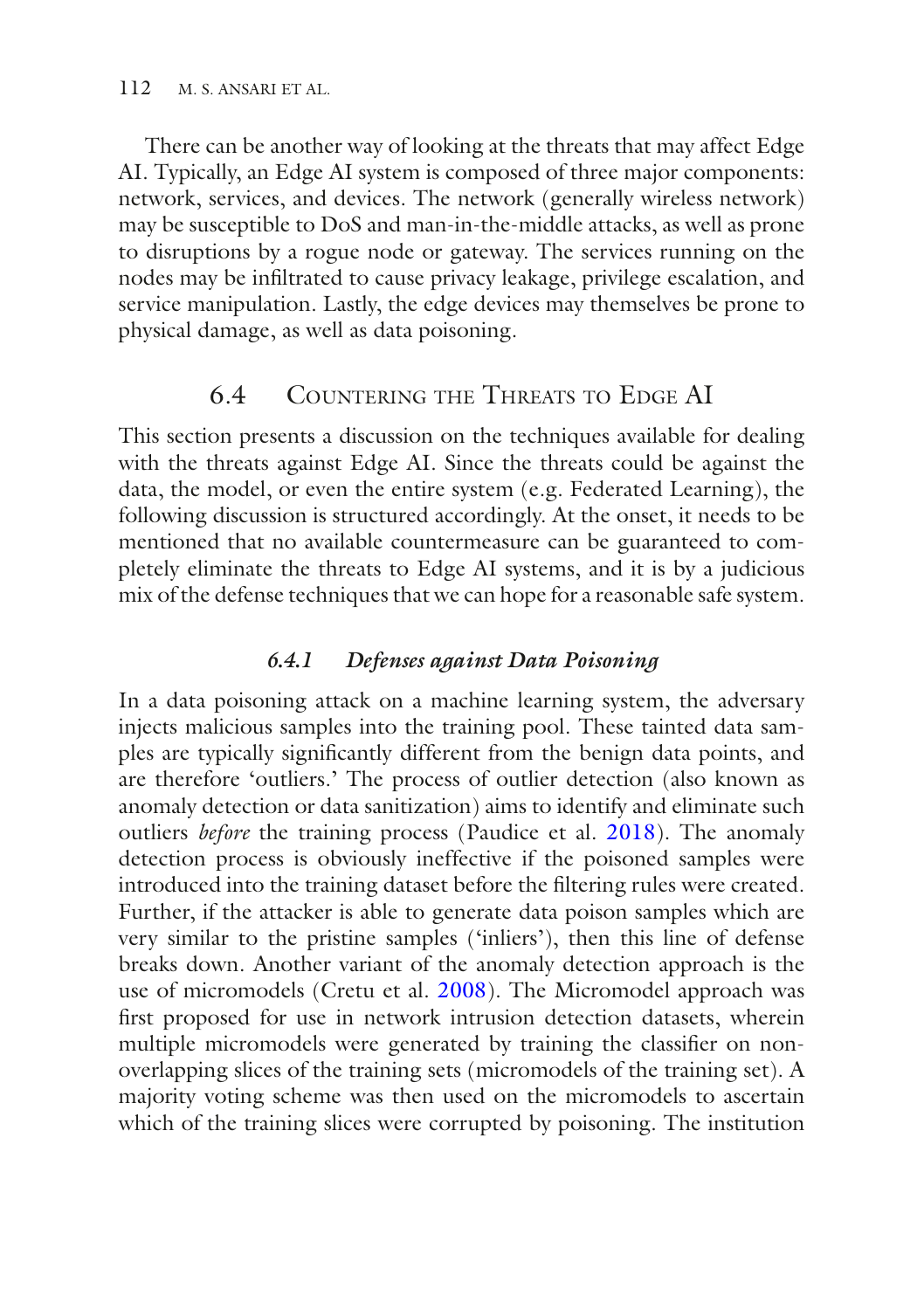There can be another way of looking at the threats that may affect Edge AI. Typically, an Edge AI system is composed of three major components: network, services, and devices. The network (generally wireless network) may be susceptible to DoS and man-in-the-middle attacks, as well as prone to disruptions by a rogue node or gateway. The services running on the nodes may be infiltrated to cause privacy leakage, privilege escalation, and service manipulation. Lastly, the edge devices may themselves be prone to physical damage, as well as data poisoning.

## 6.4 Countering the Threats to Edge AI

This section presents a discussion on the techniques available for dealing with the threats against Edge AI. Since the threats could be against the data, the model, or even the entire system (e.g. Federated Learning), the following discussion is structured accordingly. At the onset, it needs to be mentioned that no available countermeasure can be guaranteed to completely eliminate the threats to Edge AI systems, and it is by a judicious mix of the defense techniques that we can hope for a reasonable safe system.

### *6.4.1 Defenses against Data Poisoning*

In a data poisoning attack on a machine learning system, the adversary injects malicious samples into the training pool. These tainted data samples are typically significantly different from the benign data points, and are therefore 'outliers.' The process of outlier detection (also known as anomaly detection or data sanitization) aims to identify and eliminate such outliers *before* the training process (Paudice et al. 2018). The anomaly detection process is obviously ineffective if the poisoned samples were introduced into the training dataset before the filtering rules were created. Further, if the attacker is able to generate data poison samples which are very similar to the pristine samples ('inliers'), then this line of defense breaks down. Another variant of the anomaly detection approach is the use of micromodels (Cretu et al. 2008). The Micromodel approach was first proposed for use in network intrusion detection datasets, wherein multiple micromodels were generated by training the classifier on non-overlapping slices of the training sets (micromodels of the training set). A majority voting scheme was then used on the micromodels to ascertain which of the training slices were corrupted by poisoning. The institution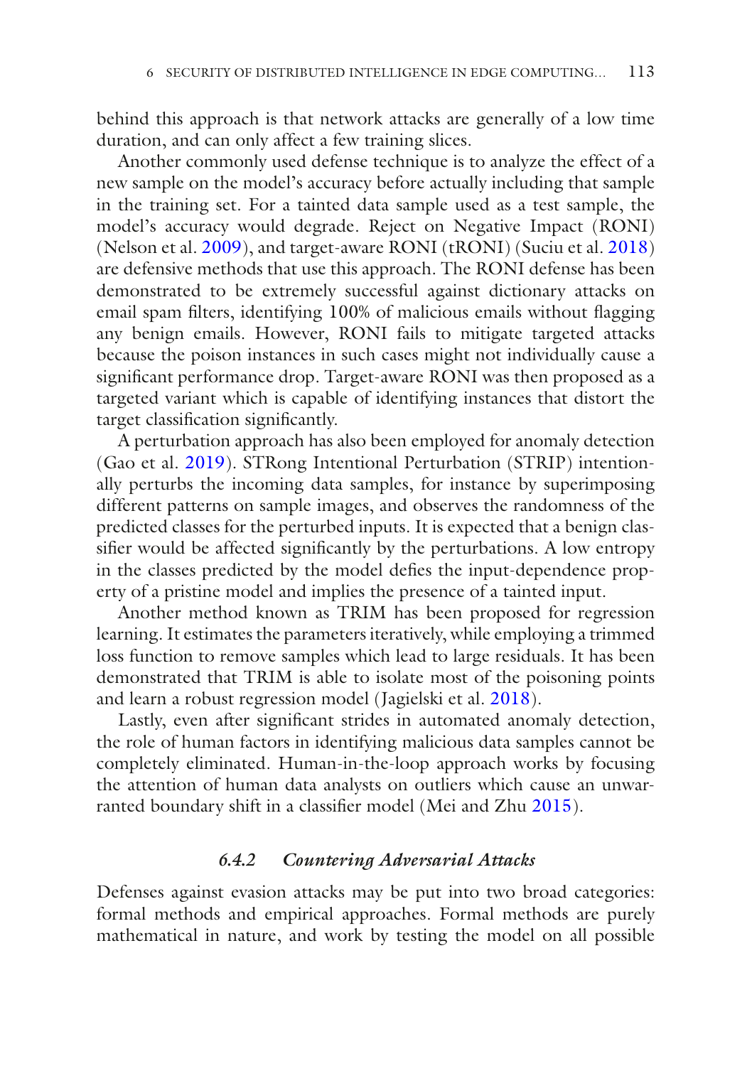behind this approach is that network attacks are generally of a low time duration, and can only affect a few training slices.

Another commonly used defense technique is to analyze the effect of a new sample on the model's accuracy before actually including that sample in the training set. For a tainted data sample used as a test sample, the model's accuracy would degrade. Reject on Negative Impact (RONI) (Nelson et al. 2009), and target-aware RONI (tRONI) (Suciu et al. 2018) are defensive methods that use this approach. The RONI defense has been demonstrated to be extremely successful against dictionary attacks on email spam filters, identifying 100% of malicious emails without flagging any benign emails. However, RONI fails to mitigate targeted attacks because the poison instances in such cases might not individually cause a significant performance drop. Target-aware RONI was then proposed as a targeted variant which is capable of identifying instances that distort the target classification significantly.

A perturbation approach has also been employed for anomaly detection (Gao et al. 2019). STRong Intentional Perturbation (STRIP) intentionally perturbs the incoming data samples, for instance by superimposing different patterns on sample images, and observes the randomness of the predicted classes for the perturbed inputs. It is expected that a benign classifier would be affected significantly by the perturbations. A low entropy in the classes predicted by the model defies the input-dependence property of a pristine model and implies the presence of a tainted input.

Another method known as TRIM has been proposed for regression learning. It estimates the parameters iteratively, while employing a trimmed loss function to remove samples which lead to large residuals. It has been demonstrated that TRIM is able to isolate most of the poisoning points and learn a robust regression model (Jagielski et al. 2018).

Lastly, even after significant strides in automated anomaly detection, the role of human factors in identifying malicious data samples cannot be completely eliminated. Human-in-the-loop approach works by focusing the attention of human data analysts on outliers which cause an unwarranted boundary shift in a classifier model (Mei and Zhu 2015).

### *6.4.2 Countering Adversarial Attacks*

Defenses against evasion attacks may be put into two broad categories: formal methods and empirical approaches. Formal methods are purely mathematical in nature, and work by testing the model on all possible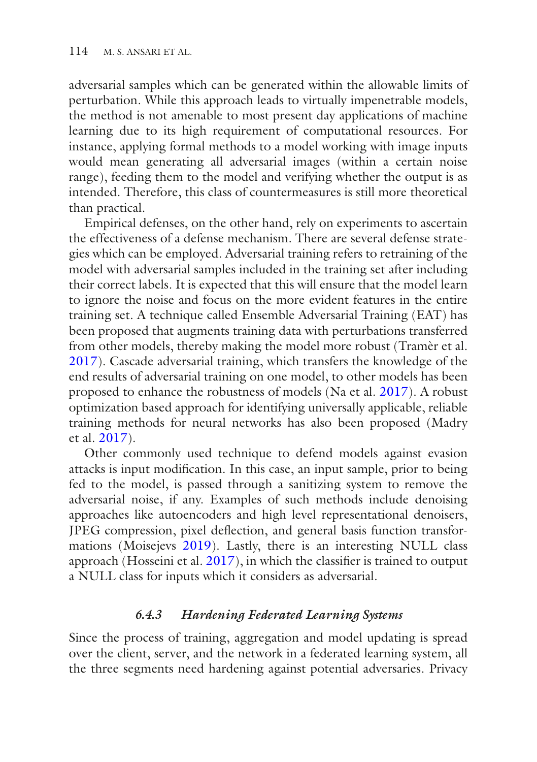adversarial samples which can be generated within the allowable limits of perturbation. While this approach leads to virtually impenetrable models, the method is not amenable to most present day applications of machine learning due to its high requirement of computational resources. For instance, applying formal methods to a model working with image inputs would mean generating all adversarial images (within a certain noise range), feeding them to the model and verifying whether the output is as intended. Therefore, this class of countermeasures is still more theoretical than practical.

Empirical defenses, on the other hand, rely on experiments to ascertain the effectiveness of a defense mechanism. There are several defense strategies which can be employed. Adversarial training refers to retraining of the model with adversarial samples included in the training set after including their correct labels. It is expected that this will ensure that the model learn to ignore the noise and focus on the more evident features in the entire training set. A technique called Ensemble Adversarial Training (EAT) has been proposed that augments training data with perturbations transferred from other models, thereby making the model more robust (Tramèr et al. 2017). Cascade adversarial training, which transfers the knowledge of the end results of adversarial training on one model, to other models has been proposed to enhance the robustness of models (Na et al. 2017). A robust optimization based approach for identifying universally applicable, reliable training methods for neural networks has also been proposed (Madry et al. 2017).

Other commonly used technique to defend models against evasion attacks is input modification. In this case, an input sample, prior to being fed to the model, is passed through a sanitizing system to remove the adversarial noise, if any. Examples of such methods include denoising approaches like autoencoders and high level representational denoisers, JPEG compression, pixel deflection, and general basis function transformations (Moisejevs 2019). Lastly, there is an interesting NULL class approach (Hosseini et al. 2017), in which the classifier is trained to output a NULL class for inputs which it considers as adversarial.

### *6.4.3 Hardening Federated Learning Systems*

Since the process of training, aggregation and model updating is spread over the client, server, and the network in a federated learning system, all the three segments need hardening against potential adversaries. Privacy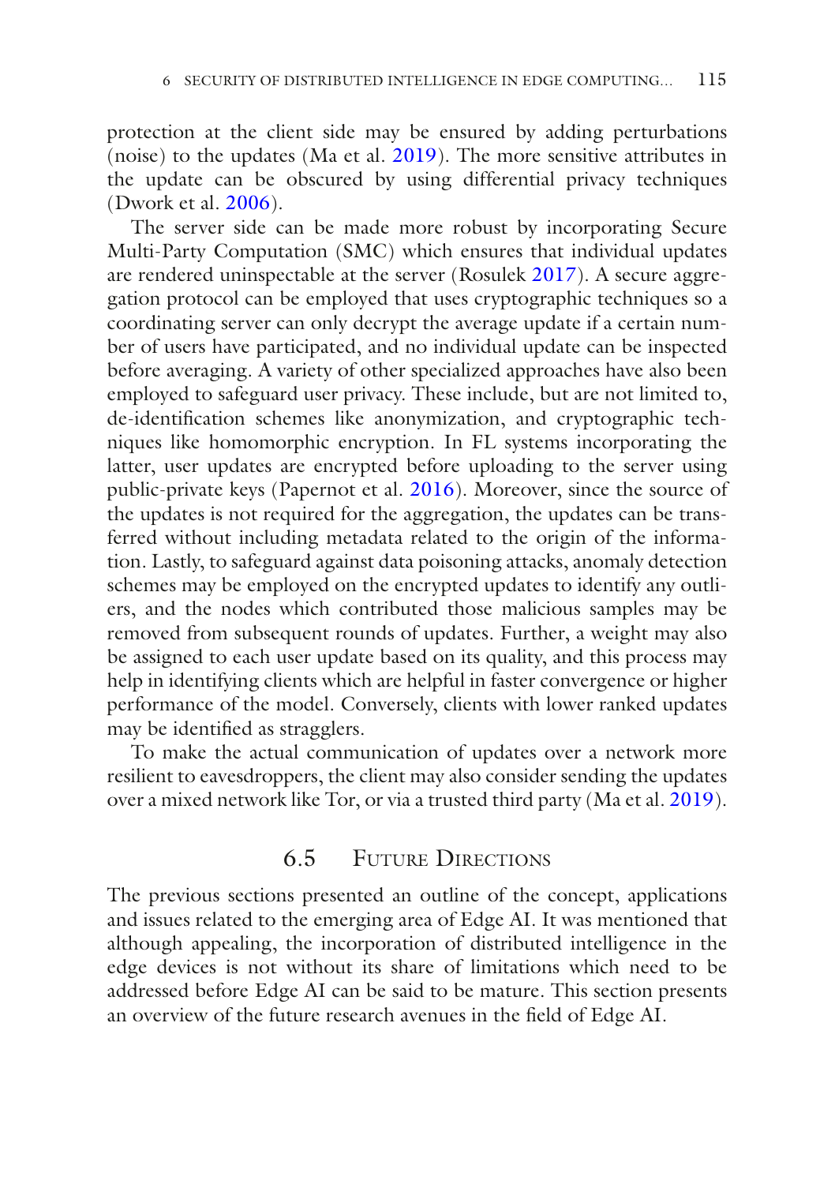protection at the client side may be ensured by adding perturbations (noise) to the updates (Ma et al. 2019). The more sensitive attributes in the update can be obscured by using differential privacy techniques (Dwork et al. 2006).

The server side can be made more robust by incorporating Secure Multi-Party Computation (SMC) which ensures that individual updates are rendered uninspectable at the server (Rosulek 2017). A secure aggregation protocol can be employed that uses cryptographic techniques so a coordinating server can only decrypt the average update if a certain number of users have participated, and no individual update can be inspected before averaging. A variety of other specialized approaches have also been employed to safeguard user privacy. These include, but are not limited to, de-identification schemes like anonymization, and cryptographic techniques like homomorphic encryption. In FL systems incorporating the latter, user updates are encrypted before uploading to the server using public-private keys (Papernot et al. 2016). Moreover, since the source of the updates is not required for the aggregation, the updates can be transferred without including metadata related to the origin of the information. Lastly, to safeguard against data poisoning attacks, anomaly detection schemes may be employed on the encrypted updates to identify any outliers, and the nodes which contributed those malicious samples may be removed from subsequent rounds of updates. Further, a weight may also be assigned to each user update based on its quality, and this process may help in identifying clients which are helpful in faster convergence or higher performance of the model. Conversely, clients with lower ranked updates may be identified as stragglers.

To make the actual communication of updates over a network more resilient to eavesdroppers, the client may also consider sending the updates over a mixed network like Tor, or via a trusted third party (Ma et al. 2019).

## 6.5 Future Directions

The previous sections presented an outline of the concept, applications and issues related to the emerging area of Edge AI. It was mentioned that although appealing, the incorporation of distributed intelligence in the edge devices is not without its share of limitations which need to be addressed before Edge AI can be said to be mature. This section presents an overview of the future research avenues in the field of Edge AI.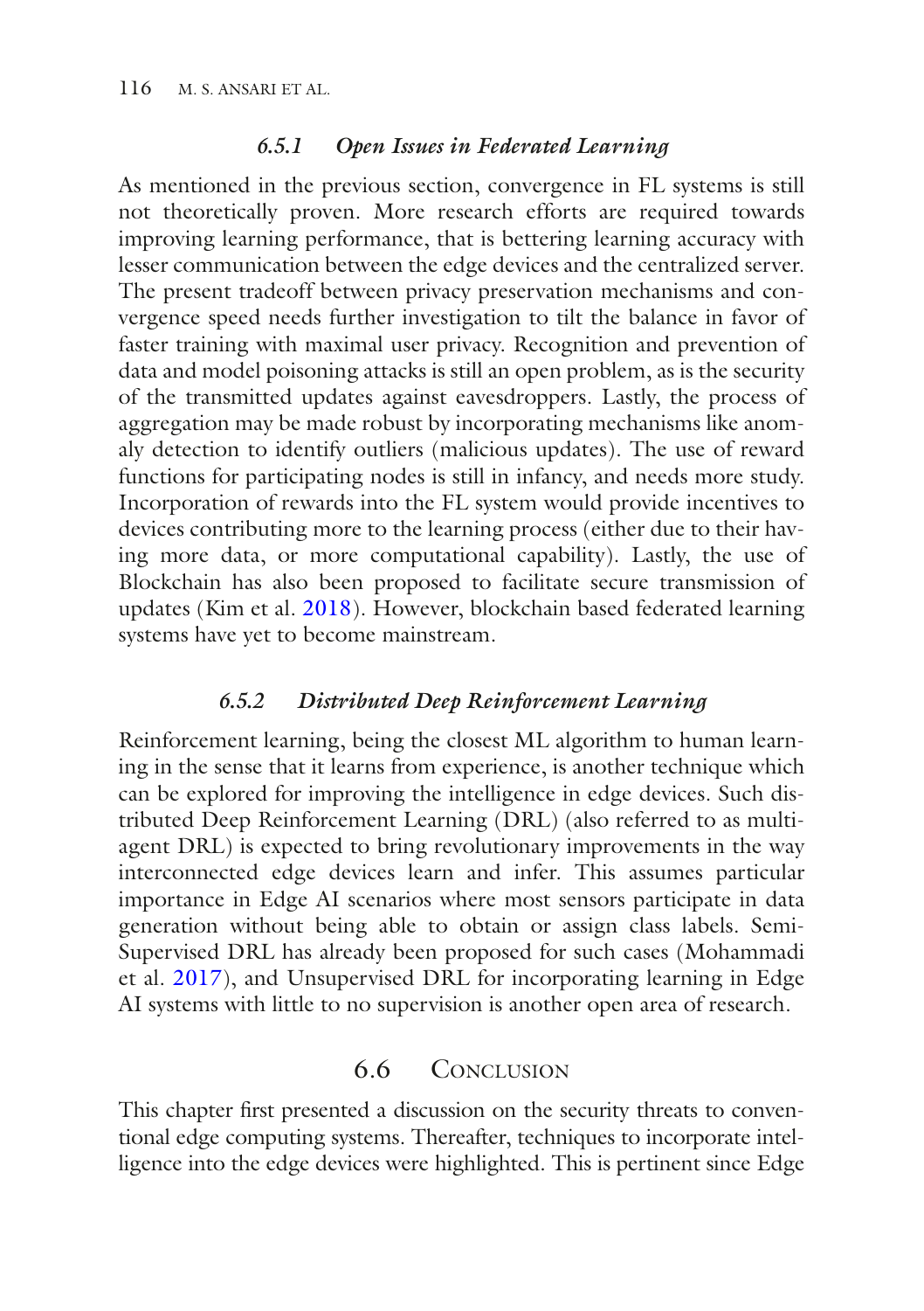### *6.5.1 Open Issues in Federated Learning*

As mentioned in the previous section, convergence in FL systems is still not theoretically proven. More research efforts are required towards improving learning performance, that is bettering learning accuracy with lesser communication between the edge devices and the centralized server. The present tradeoff between privacy preservation mechanisms and convergence speed needs further investigation to tilt the balance in favor of faster training with maximal user privacy. Recognition and prevention of data and model poisoning attacks is still an open problem, as is the security of the transmitted updates against eavesdroppers. Lastly, the process of aggregation may be made robust by incorporating mechanisms like anomaly detection to identify outliers (malicious updates). The use of reward functions for participating nodes is still in infancy, and needs more study. Incorporation of rewards into the FL system would provide incentives to devices contributing more to the learning process (either due to their having more data, or more computational capability). Lastly, the use of Blockchain has also been proposed to facilitate secure transmission of updates (Kim et al. 2018). However, blockchain based federated learning systems have yet to become mainstream.

### *6.5.2 Distributed Deep Reinforcement Learning*

Reinforcement learning, being the closest ML algorithm to human learning in the sense that it learns from experience, is another technique which can be explored for improving the intelligence in edge devices. Such distributed Deep Reinforcement Learning (DRL) (also referred to as multi-agent DRL) is expected to bring revolutionary improvements in the way interconnected edge devices learn and infer. This assumes particular importance in Edge AI scenarios where most sensors participate in data generation without being able to obtain or assign class labels. Semi-Supervised DRL has already been proposed for such cases (Mohammadi et al. 2017), and Unsupervised DRL for incorporating learning in Edge AI systems with little to no supervision is another open area of research.

## 6.6 Conclusion

This chapter first presented a discussion on the security threats to conventional edge computing systems. Thereafter, techniques to incorporate intelligence into the edge devices were highlighted. This is pertinent since Edge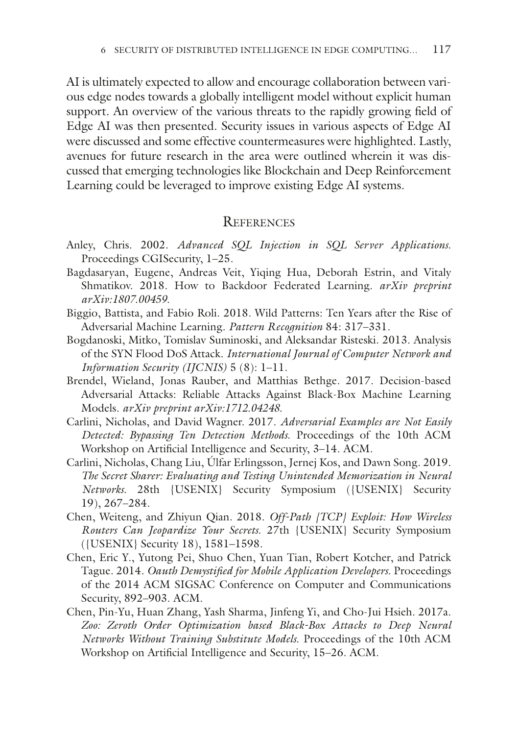AI is ultimately expected to allow and encourage collaboration between various edge nodes towards a globally intelligent model without explicit human support. An overview of the various threats to the rapidly growing field of Edge AI was then presented. Security issues in various aspects of Edge AI were discussed and some effective countermeasures were highlighted. Lastly, avenues for future research in the area were outlined wherein it was discussed that emerging technologies like Blockchain and Deep Reinforcement Learning could be leveraged to improve existing Edge AI systems.

## References

Anley, Chris. 2002. *Advanced SQL Injection in SQL Server Applications.* Proceedings CGISecurity, 1–25.

Bagdasaryan, Eugene, Andreas Veit, Yiqing Hua, Deborah Estrin, and Vitaly Shmatikov. 2018. How to Backdoor Federated Learning. *arXiv preprint arXiv:1807.00459.*

Biggio, Battista, and Fabio Roli. 2018. Wild Patterns: Ten Years after the Rise of Adversarial Machine Learning. *Pattern Recognition* 84: 317–331.

Bogdanoski, Mitko, Tomislav Suminoski, and Aleksandar Risteski. 2013. Analysis of the SYN Flood DoS Attack. *International Journal of Computer Network and Information Security (IJCNIS)* 5 (8): 1–11.

Brendel, Wieland, Jonas Rauber, and Matthias Bethge. 2017. Decision-based Adversarial Attacks: Reliable Attacks Against Black-Box Machine Learning Models. *arXiv preprint arXiv:1712.04248.*

Carlini, Nicholas, and David Wagner. 2017. *Adversarial Examples are Not Easily Detected: Bypassing Ten Detection Methods.* Proceedings of the 10th ACM Workshop on Artificial Intelligence and Security, 3–14. ACM.

Carlini, Nicholas, Chang Liu, Úlfar Erlingsson, Jernej Kos, and Dawn Song. 2019. *The Secret Sharer: Evaluating and Testing Unintended Memorization in Neural Networks.* 28th {USENIX} Security Symposium ({USENIX} Security 19), 267–284.

Chen, Weiteng, and Zhiyun Qian. 2018. *Off-Path {TCP} Exploit: How Wireless Routers Can Jeopardize Your Secrets.* 27th {USENIX} Security Symposium ({USENIX} Security 18), 1581–1598.

Chen, Eric Y., Yutong Pei, Shuo Chen, Yuan Tian, Robert Kotcher, and Patrick Tague. 2014. *Oauth Demystified for Mobile Application Developers.* Proceedings of the 2014 ACM SIGSAC Conference on Computer and Communications Security, 892–903. ACM.

Chen, Pin-Yu, Huan Zhang, Yash Sharma, Jinfeng Yi, and Cho-Jui Hsieh. 2017a. *Zoo: Zeroth Order Optimization based Black-Box Attacks to Deep Neural Networks Without Training Substitute Models.* Proceedings of the 10th ACM Workshop on Artificial Intelligence and Security, 15–26. ACM.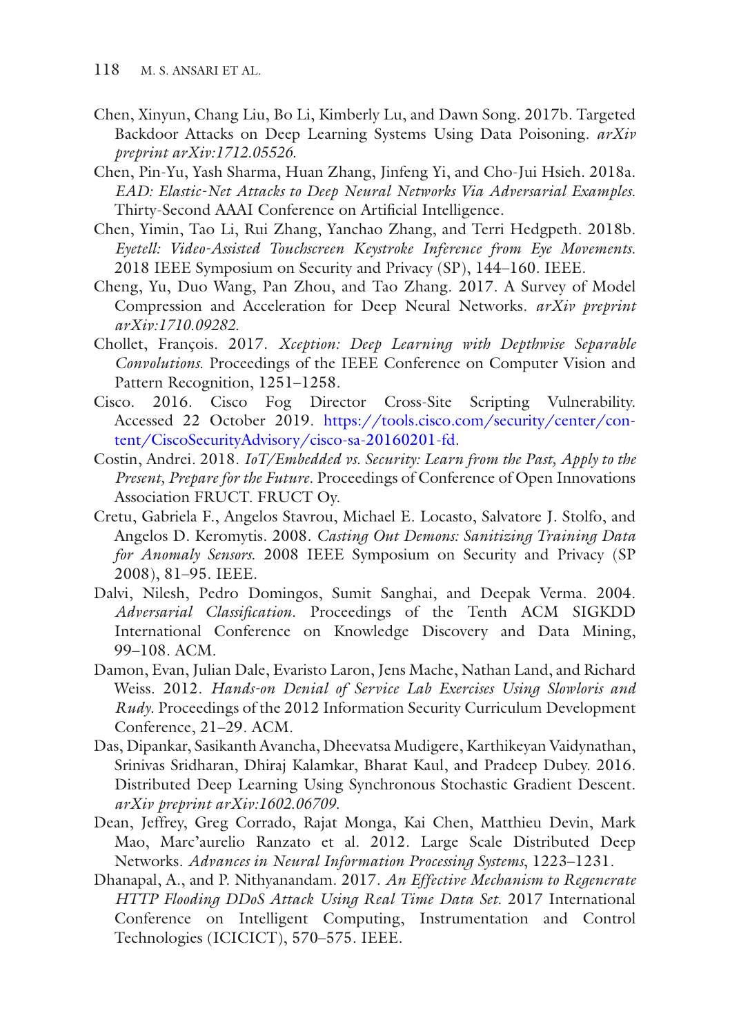Chen, Xinyun, Chang Liu, Bo Li, Kimberly Lu, and Dawn Song. 2017b. Targeted Backdoor Attacks on Deep Learning Systems Using Data Poisoning. *arXiv preprint arXiv:1712.05526*.

Chen, Pin-Yu, Yash Sharma, Huan Zhang, Jinfeng Yi, and Cho-Jui Hsieh. 2018a. *EAD: Elastic-Net Attacks to Deep Neural Networks Via Adversarial Examples*. Thirty-Second AAAI Conference on Artificial Intelligence.

Chen, Yimin, Tao Li, Rui Zhang, Yanchao Zhang, and Terri Hedgpeth. 2018b. *Eyetell: Video-Assisted Touchscreen Keystroke Inference from Eye Movements*. 2018 IEEE Symposium on Security and Privacy (SP), 144–160. IEEE.

Cheng, Yu, Duo Wang, Pan Zhou, and Tao Zhang. 2017. A Survey of Model Compression and Acceleration for Deep Neural Networks. *arXiv preprint arXiv:1710.09282*.

Chollet, François. 2017. *Xception: Deep Learning with Depthwise Separable Convolutions*. Proceedings of the IEEE Conference on Computer Vision and Pattern Recognition, 1251–1258.

Cisco. 2016. Cisco Fog Director Cross-Site Scripting Vulnerability. Accessed 22 October 2019. https://tools.cisco.com/security/center/content/CiscoSecurityAdvisory/cisco-sa-20160201-fd.

Costin, Andrei. 2018. *IoT/Embedded vs. Security: Learn from the Past, Apply to the Present, Prepare for the Future*. Proceedings of Conference of Open Innovations Association FRUCT. FRUCT Oy.

Cretu, Gabriela F., Angelos Stavrou, Michael E. Locasto, Salvatore J. Stolfo, and Angelos D. Keromytis. 2008. *Casting Out Demons: Sanitizing Training Data for Anomaly Sensors*. 2008 IEEE Symposium on Security and Privacy (SP 2008), 81–95. IEEE.

Dalvi, Nilesh, Pedro Domingos, Sumit Sanghai, and Deepak Verma. 2004. *Adversarial Classification*. Proceedings of the Tenth ACM SIGKDD International Conference on Knowledge Discovery and Data Mining, 99–108. ACM.

Damon, Evan, Julian Dale, Evaristo Laron, Jens Mache, Nathan Land, and Richard Weiss. 2012. *Hands-on Denial of Service Lab Exercises Using Slowloris and Rudy*. Proceedings of the 2012 Information Security Curriculum Development Conference, 21–29. ACM.

Das, Dipankar, Sasikanth Avancha, Dheevatsa Mudigere, Karthikeyan Vaidynathan, Srinivas Sridharan, Dhiraj Kalamkar, Bharat Kaul, and Pradeep Dubey. 2016. Distributed Deep Learning Using Synchronous Stochastic Gradient Descent. *arXiv preprint arXiv:1602.06709*.

Dean, Jeffrey, Greg Corrado, Rajat Monga, Kai Chen, Matthieu Devin, Mark Mao, Marc'aurelio Ranzato et al. 2012. Large Scale Distributed Deep Networks. *Advances in Neural Information Processing Systems*, 1223–1231.

Dhanapal, A., and P. Nithyanandam. 2017. *An Effective Mechanism to Regenerate HTTP Flooding DDoS Attack Using Real Time Data Set*. 2017 International Conference on Intelligent Computing, Instrumentation and Control Technologies (ICICICT), 570–575. IEEE.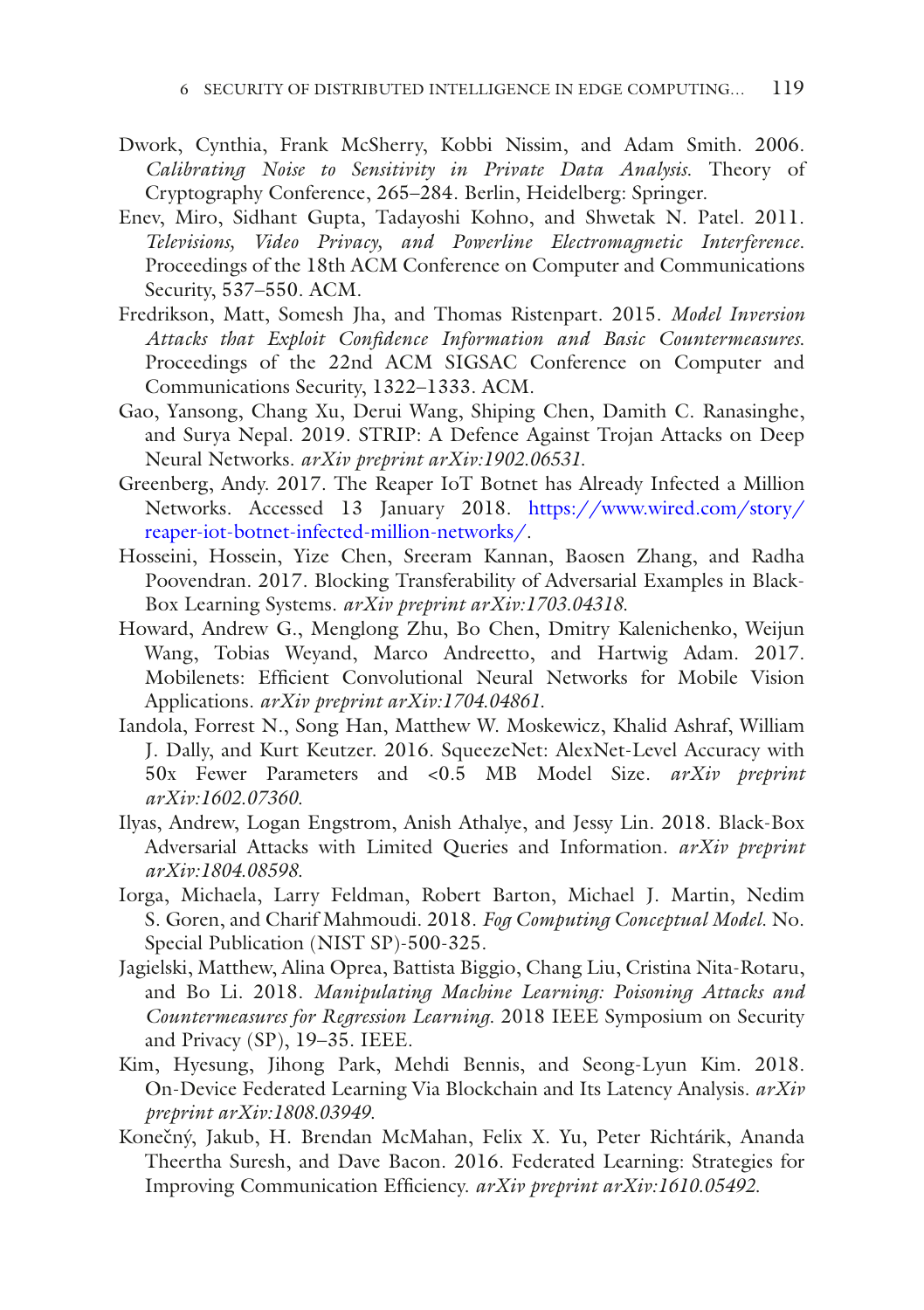Dwork, Cynthia, Frank McSherry, Kobbi Nissim, and Adam Smith. 2006. *Calibrating Noise to Sensitivity in Private Data Analysis*. Theory of Cryptography Conference, 265–284. Berlin, Heidelberg: Springer.

Enev, Miro, Sidhant Gupta, Tadayoshi Kohno, and Shwetak N. Patel. 2011. *Televisions, Video Privacy, and Powerline Electromagnetic Interference*. Proceedings of the 18th ACM Conference on Computer and Communications Security, 537–550. ACM.

Fredrikson, Matt, Somesh Jha, and Thomas Ristenpart. 2015. *Model Inversion Attacks that Exploit Confidence Information and Basic Countermeasures*. Proceedings of the 22nd ACM SIGSAC Conference on Computer and Communications Security, 1322–1333. ACM.

Gao, Yansong, Chang Xu, Derui Wang, Shiping Chen, Damith C. Ranasinghe, and Surya Nepal. 2019. STRIP: A Defence Against Trojan Attacks on Deep Neural Networks. *arXiv preprint arXiv:1902.06531*.

Greenberg, Andy. 2017. The Reaper IoT Botnet has Already Infected a Million Networks. Accessed 13 January 2018. https://www.wired.com/story/reaper-iot-botnet-infected-million-networks/.

Hosseini, Hossein, Yize Chen, Sreeram Kannan, Baosen Zhang, and Radha Poovendran. 2017. Blocking Transferability of Adversarial Examples in Black-Box Learning Systems. *arXiv preprint arXiv:1703.04318*.

Howard, Andrew G., Menglong Zhu, Bo Chen, Dmitry Kalenichenko, Weijun Wang, Tobias Weyand, Marco Andreetto, and Hartwig Adam. 2017. Mobilenets: Efficient Convolutional Neural Networks for Mobile Vision Applications. *arXiv preprint arXiv:1704.04861*.

Iandola, Forrest N., Song Han, Matthew W. Moskewicz, Khalid Ashraf, William J. Dally, and Kurt Keutzer. 2016. SqueezeNet: AlexNet-Level Accuracy with 50x Fewer Parameters and <0.5 MB Model Size. *arXiv preprint arXiv:1602.07360*.

Ilyas, Andrew, Logan Engstrom, Anish Athalye, and Jessy Lin. 2018. Black-Box Adversarial Attacks with Limited Queries and Information. *arXiv preprint arXiv:1804.08598*.

Iorga, Michaela, Larry Feldman, Robert Barton, Michael J. Martin, Nedim S. Goren, and Charif Mahmoudi. 2018. *Fog Computing Conceptual Model*. No. Special Publication (NIST SP)-500-325.

Jagielski, Matthew, Alina Oprea, Battista Biggio, Chang Liu, Cristina Nita-Rotaru, and Bo Li. 2018. *Manipulating Machine Learning: Poisoning Attacks and Countermeasures for Regression Learning*. 2018 IEEE Symposium on Security and Privacy (SP), 19–35. IEEE.

Kim, Hyesung, Jihong Park, Mehdi Bennis, and Seong-Lyun Kim. 2018. On-Device Federated Learning Via Blockchain and Its Latency Analysis. *arXiv preprint arXiv:1808.03949*.

Konečný, Jakub, H. Brendan McMahan, Felix X. Yu, Peter Richtárik, Ananda Theertha Suresh, and Dave Bacon. 2016. Federated Learning: Strategies for Improving Communication Efficiency. *arXiv preprint arXiv:1610.05492*.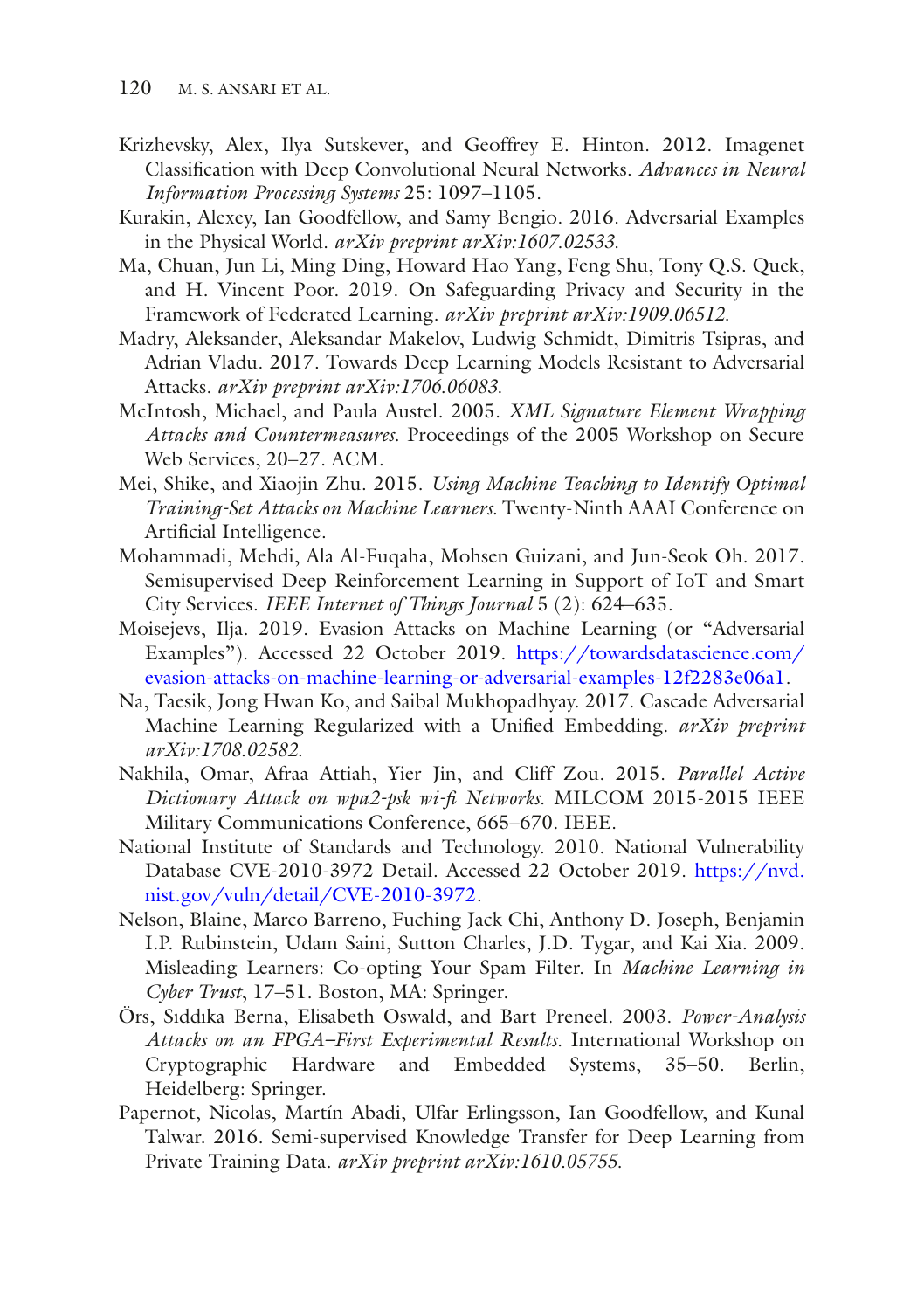Krizhevsky, Alex, Ilya Sutskever, and Geoffrey E. Hinton. 2012. Imagenet Classification with Deep Convolutional Neural Networks. *Advances in Neural Information Processing Systems* 25: 1097–1105.

Kurakin, Alexey, Ian Goodfellow, and Samy Bengio. 2016. Adversarial Examples in the Physical World. *arXiv preprint arXiv:1607.02533.*

Ma, Chuan, Jun Li, Ming Ding, Howard Hao Yang, Feng Shu, Tony Q.S. Quek, and H. Vincent Poor. 2019. On Safeguarding Privacy and Security in the Framework of Federated Learning. *arXiv preprint arXiv:1909.06512.*

Madry, Aleksander, Aleksandar Makelov, Ludwig Schmidt, Dimitris Tsipras, and Adrian Vladu. 2017. Towards Deep Learning Models Resistant to Adversarial Attacks. *arXiv preprint arXiv:1706.06083.*

McIntosh, Michael, and Paula Austel. 2005. *XML Signature Element Wrapping Attacks and Countermeasures.* Proceedings of the 2005 Workshop on Secure Web Services, 20–27. ACM.

Mei, Shike, and Xiaojin Zhu. 2015. *Using Machine Teaching to Identify Optimal Training-Set Attacks on Machine Learners.* Twenty-Ninth AAAI Conference on Artificial Intelligence.

Mohammadi, Mehdi, Ala Al-Fuqaha, Mohsen Guizani, and Jun-Seok Oh. 2017. Semisupervised Deep Reinforcement Learning in Support of IoT and Smart City Services. *IEEE Internet of Things Journal* 5 (2): 624–635.

Moisejevs, Ilja. 2019. Evasion Attacks on Machine Learning (or "Adversarial Examples"). Accessed 22 October 2019. https://towardsdatascience.com/evasion-attacks-on-machine-learning-or-adversarial-examples-12f2283e06a1.

Na, Taesik, Jong Hwan Ko, and Saibal Mukhopadhyay. 2017. Cascade Adversarial Machine Learning Regularized with a Unified Embedding. *arXiv preprint arXiv:1708.02582.*

Nakhila, Omar, Afraa Attiah, Yier Jin, and Cliff Zou. 2015. *Parallel Active Dictionary Attack on wpa2-psk wi-fi Networks.* MILCOM 2015-2015 IEEE Military Communications Conference, 665–670. IEEE.

National Institute of Standards and Technology. 2010. National Vulnerability Database CVE-2010-3972 Detail. Accessed 22 October 2019. https://nvd.nist.gov/vuln/detail/CVE-2010-3972.

Nelson, Blaine, Marco Barreno, Fuching Jack Chi, Anthony D. Joseph, Benjamin I.P. Rubinstein, Udam Saini, Sutton Charles, J.D. Tygar, and Kai Xia. 2009. Misleading Learners: Co-opting Your Spam Filter. In *Machine Learning in Cyber Trust*, 17–51. Boston, MA: Springer.

Örs, Sıddıka Berna, Elisabeth Oswald, and Bart Preneel. 2003. *Power-Analysis Attacks on an FPGA–First Experimental Results.* International Workshop on Cryptographic Hardware and Embedded Systems, 35–50. Berlin, Heidelberg: Springer.

Papernot, Nicolas, Martín Abadi, Ulfar Erlingsson, Ian Goodfellow, and Kunal Talwar. 2016. Semi-supervised Knowledge Transfer for Deep Learning from Private Training Data. *arXiv preprint arXiv:1610.05755.*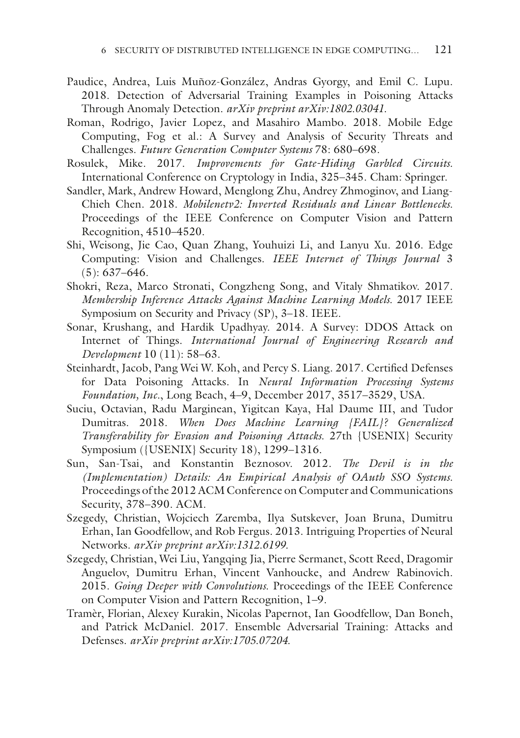Paudice, Andrea, Luis Muñoz-González, Andras Gyorgy, and Emil C. Lupu. 2018. Detection of Adversarial Training Examples in Poisoning Attacks Through Anomaly Detection. *arXiv preprint arXiv:1802.03041.*

Roman, Rodrigo, Javier Lopez, and Masahiro Mambo. 2018. Mobile Edge Computing, Fog et al.: A Survey and Analysis of Security Threats and Challenges. *Future Generation Computer Systems* 78: 680–698.

Rosulek, Mike. 2017. *Improvements for Gate-Hiding Garbled Circuits.* International Conference on Cryptology in India, 325–345. Cham: Springer.

Sandler, Mark, Andrew Howard, Menglong Zhu, Andrey Zhmoginov, and Liang-Chieh Chen. 2018. *Mobilenetv2: Inverted Residuals and Linear Bottlenecks.* Proceedings of the IEEE Conference on Computer Vision and Pattern Recognition, 4510–4520.

Shi, Weisong, Jie Cao, Quan Zhang, Youhuizi Li, and Lanyu Xu. 2016. Edge Computing: Vision and Challenges. *IEEE Internet of Things Journal* 3 (5): 637–646.

Shokri, Reza, Marco Stronati, Congzheng Song, and Vitaly Shmatikov. 2017. *Membership Inference Attacks Against Machine Learning Models.* 2017 IEEE Symposium on Security and Privacy (SP), 3–18. IEEE.

Sonar, Krushang, and Hardik Upadhyay. 2014. A Survey: DDOS Attack on Internet of Things. *International Journal of Engineering Research and Development* 10 (11): 58–63.

Steinhardt, Jacob, Pang Wei W. Koh, and Percy S. Liang. 2017. Certified Defenses for Data Poisoning Attacks. In *Neural Information Processing Systems Foundation, Inc.*, Long Beach, 4–9, December 2017, 3517–3529, USA.

Suciu, Octavian, Radu Marginean, Yigitcan Kaya, Hal Daume III, and Tudor Dumitras. 2018. *When Does Machine Learning {FAIL}? Generalized Transferability for Evasion and Poisoning Attacks.* 27th {USENIX} Security Symposium ({USENIX} Security 18), 1299–1316.

Sun, San-Tsai, and Konstantin Beznosov. 2012. *The Devil is in the (Implementation) Details: An Empirical Analysis of OAuth SSO Systems.* Proceedings of the 2012 ACM Conference on Computer and Communications Security, 378–390. ACM.

Szegedy, Christian, Wojciech Zaremba, Ilya Sutskever, Joan Bruna, Dumitru Erhan, Ian Goodfellow, and Rob Fergus. 2013. Intriguing Properties of Neural Networks. *arXiv preprint arXiv:1312.6199.*

Szegedy, Christian, Wei Liu, Yangqing Jia, Pierre Sermanet, Scott Reed, Dragomir Anguelov, Dumitru Erhan, Vincent Vanhoucke, and Andrew Rabinovich. 2015. *Going Deeper with Convolutions.* Proceedings of the IEEE Conference on Computer Vision and Pattern Recognition, 1–9.

Tramèr, Florian, Alexey Kurakin, Nicolas Papernot, Ian Goodfellow, Dan Boneh, and Patrick McDaniel. 2017. Ensemble Adversarial Training: Attacks and Defenses. *arXiv preprint arXiv:1705.07204.*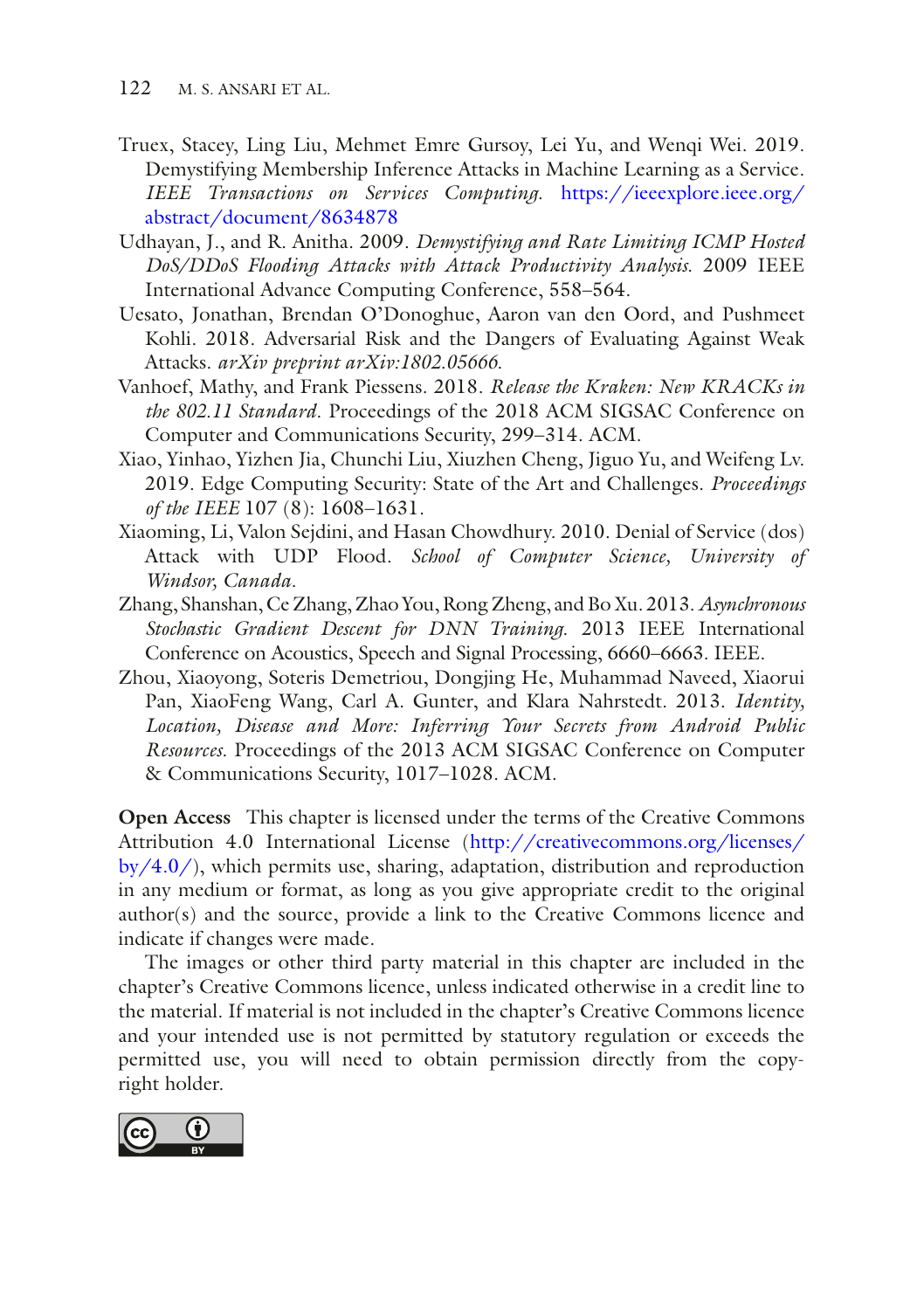Truex, Stacey, Ling Liu, Mehmet Emre Gursoy, Lei Yu, and Wenqi Wei. 2019. Demystifying Membership Inference Attacks in Machine Learning as a Service. *IEEE Transactions on Services Computing*. https://ieeexplore.ieee.org/abstract/document/8634878

Udhayan, J., and R. Anitha. 2009. *Demystifying and Rate Limiting ICMP Hosted DoS/DDoS Flooding Attacks with Attack Productivity Analysis*. 2009 IEEE International Advance Computing Conference, 558–564.

Uesato, Jonathan, Brendan O'Donoghue, Aaron van den Oord, and Pushmeet Kohli. 2018. Adversarial Risk and the Dangers of Evaluating Against Weak Attacks. *arXiv preprint arXiv:1802.05666*.

Vanhoef, Mathy, and Frank Piessens. 2018. *Release the Kraken: New KRACKs in the 802.11 Standard*. Proceedings of the 2018 ACM SIGSAC Conference on Computer and Communications Security, 299–314. ACM.

Xiao, Yinhao, Yizhen Jia, Chunchi Liu, Xiuzhen Cheng, Jiguo Yu, and Weifeng Lv. 2019. Edge Computing Security: State of the Art and Challenges. *Proceedings of the IEEE* 107 (8): 1608–1631.

Xiaoming, Li, Valon Sejdini, and Hasan Chowdhury. 2010. Denial of Service (dos) Attack with UDP Flood. *School of Computer Science, University of Windsor, Canada*.

Zhang, Shanshan, Ce Zhang, Zhao You, Rong Zheng, and Bo Xu. 2013. *Asynchronous Stochastic Gradient Descent for DNN Training*. 2013 IEEE International Conference on Acoustics, Speech and Signal Processing, 6660–6663. IEEE.

Zhou, Xiaoyong, Soteris Demetriou, Dongjing He, Muhammad Naveed, Xiaorui Pan, XiaoFeng Wang, Carl A. Gunter, and Klara Nahrstedt. 2013. *Identity, Location, Disease and More: Inferring Your Secrets from Android Public Resources*. Proceedings of the 2013 ACM SIGSAC Conference on Computer & Communications Security, 1017–1028. ACM.

**Open Access** This chapter is licensed under the terms of the Creative Commons Attribution 4.0 International License (http://creativecommons.org/licenses/by/4.0/), which permits use, sharing, adaptation, distribution and reproduction in any medium or format, as long as you give appropriate credit to the original author(s) and the source, provide a link to the Creative Commons licence and indicate if changes were made.

The images or other third party material in this chapter are included in the chapter's Creative Commons licence, unless indicated otherwise in a credit line to the material. If material is not included in the chapter's Creative Commons licence and your intended use is not permitted by statutory regulation or exceeds the permitted use, you will need to obtain permission directly from the copyright holder.